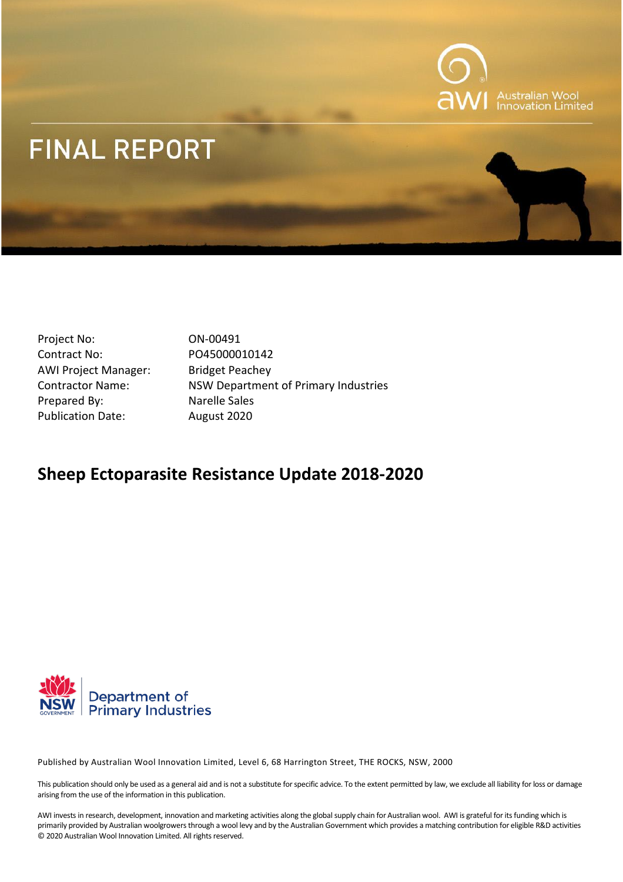# FINAL REPORT

| | |
|---|---|
| Project No: | ON-00491 |
| Contract No: | PO45000010142 |
| AWI Project Manager: | Bridget Peachey |
| Contractor Name: | NSW Department of Primary Industries |
| Prepared By: | Narelle Sales |
| Publication Date: | August 2020 |

## Sheep Ectoparasite Resistance Update 2018-2020

Published by Australian Wool Innovation Limited, Level 6, 68 Harrington Street, THE ROCKS, NSW, 2000

This publication should only be used as a general aid and is not a substitute for specific advice. To the extent permitted by law, we exclude all liability for loss or damage arising from the use of the information in this publication.

AWI invests in research, development, innovation and marketing activities along the global supply chain for Australian wool. AWI is grateful for its funding which is primarily provided by Australian woolgrowers through a wool levy and by the Australian Government which provides a matching contribution for eligible R&D activities © 2020 Australian Wool Innovation Limited. All rights reserved.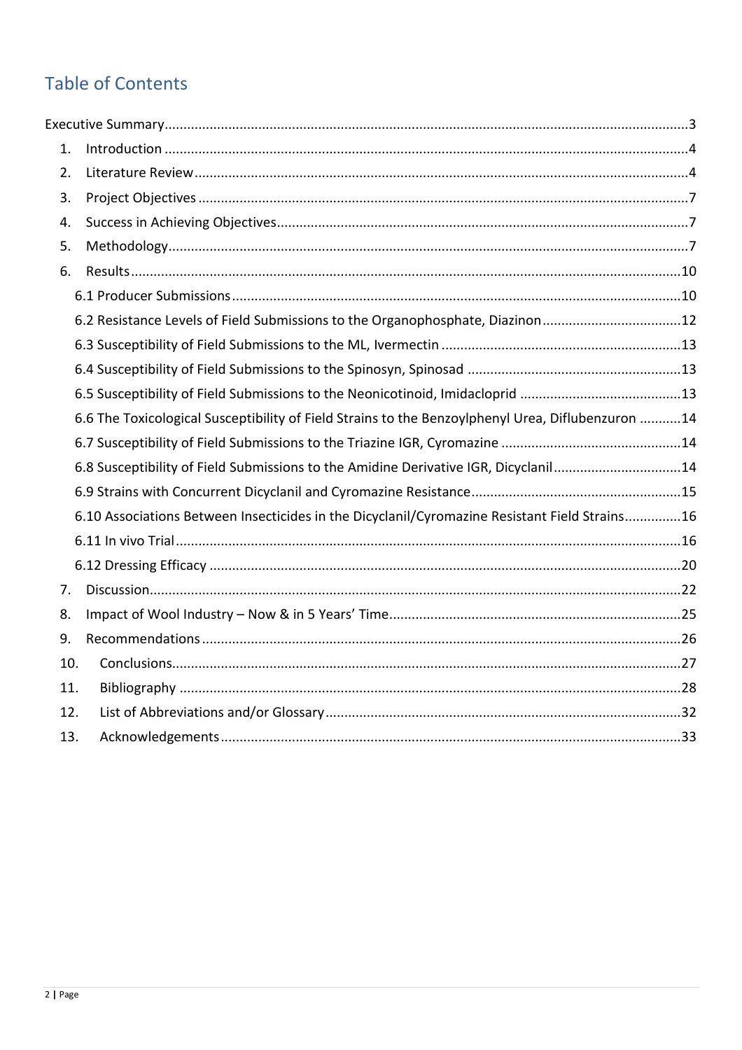# Table of Contents

- Executive Summary ... 3
- 1. Introduction ... 4
- 2. Literature Review ... 4
- 3. Project Objectives ... 7
- 4. Success in Achieving Objectives ... 7
- 5. Methodology ... 7
- 6. Results ... 10
  - 6.1 Producer Submissions ... 10
  - 6.2 Resistance Levels of Field Submissions to the Organophosphate, Diazinon ... 12
  - 6.3 Susceptibility of Field Submissions to the ML, Ivermectin ... 13
  - 6.4 Susceptibility of Field Submissions to the Spinosyn, Spinosad ... 13
  - 6.5 Susceptibility of Field Submissions to the Neonicotinoid, Imidacloprid ... 13
  - 6.6 The Toxicological Susceptibility of Field Strains to the Benzoylphenyl Urea, Diflubenzuron ... 14
  - 6.7 Susceptibility of Field Submissions to the Triazine IGR, Cyromazine ... 14
  - 6.8 Susceptibility of Field Submissions to the Amidine Derivative IGR, Dicyclanil ... 14
  - 6.9 Strains with Concurrent Dicyclanil and Cyromazine Resistance ... 15
  - 6.10 Associations Between Insecticides in the Dicyclanil/Cyromazine Resistant Field Strains ... 16
  - 6.11 In vivo Trial ... 16
  - 6.12 Dressing Efficacy ... 20
- 7. Discussion ... 22
- 8. Impact of Wool Industry – Now & in 5 Years' Time ... 25
- 9. Recommendations ... 26
- 10. Conclusions ... 27
- 11. Bibliography ... 28
- 12. List of Abbreviations and/or Glossary ... 32
- 13. Acknowledgements ... 33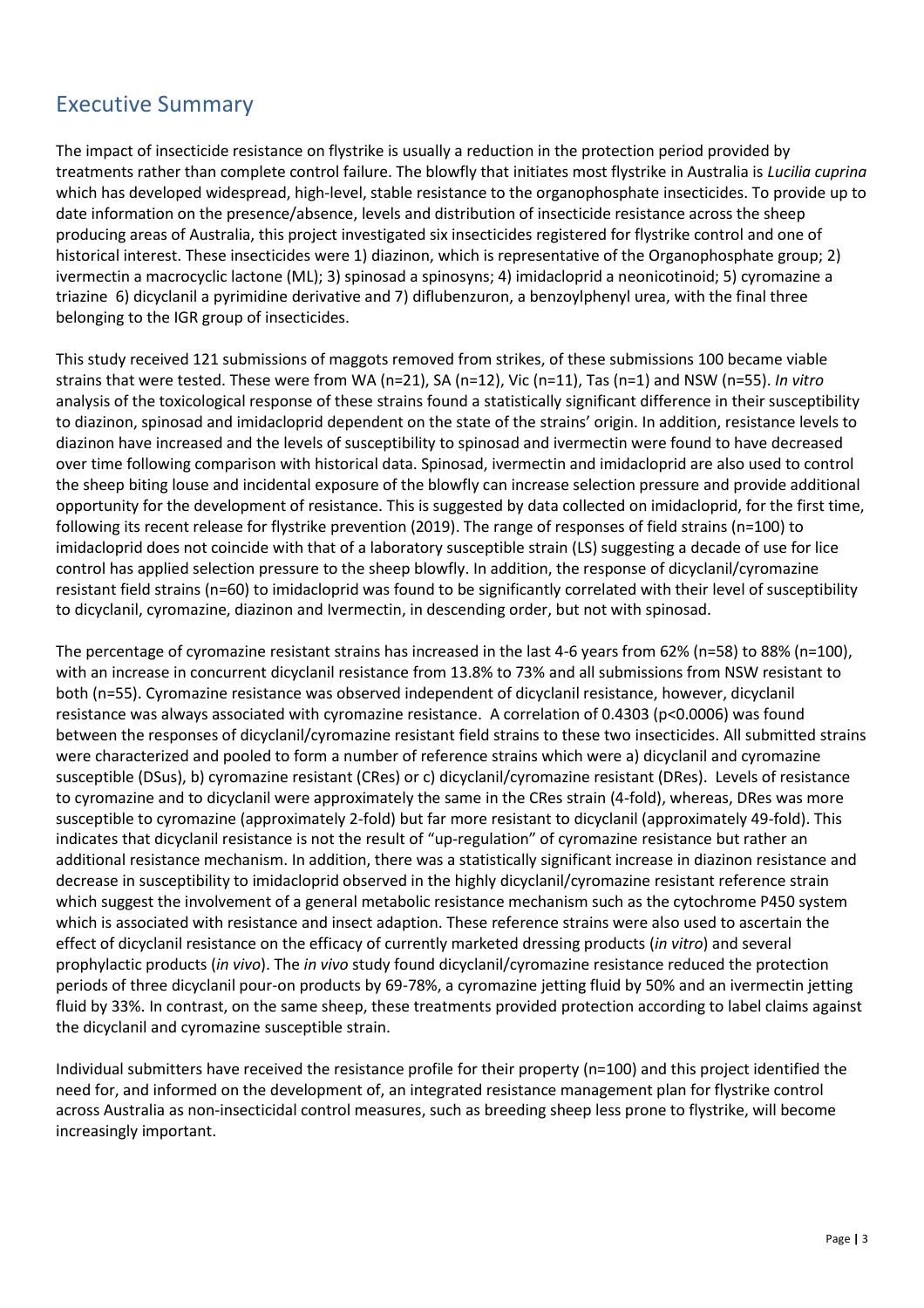# Executive Summary

The impact of insecticide resistance on flystrike is usually a reduction in the protection period provided by treatments rather than complete control failure. The blowfly that initiates most flystrike in Australia is *Lucilia cuprina* which has developed widespread, high-level, stable resistance to the organophosphate insecticides. To provide up to date information on the presence/absence, levels and distribution of insecticide resistance across the sheep producing areas of Australia, this project investigated six insecticides registered for flystrike control and one of historical interest. These insecticides were 1) diazinon, which is representative of the Organophosphate group; 2) ivermectin a macrocyclic lactone (ML); 3) spinosad a spinosyns; 4) imidacloprid a neonicotinoid; 5) cyromazine a triazine 6) dicyclanil a pyrimidine derivative and 7) diflubenzuron, a benzoylphenyl urea, with the final three belonging to the IGR group of insecticides.

This study received 121 submissions of maggots removed from strikes, of these submissions 100 became viable strains that were tested. These were from WA (n=21), SA (n=12), Vic (n=11), Tas (n=1) and NSW (n=55). *In vitro* analysis of the toxicological response of these strains found a statistically significant difference in their susceptibility to diazinon, spinosad and imidacloprid dependent on the state of the strains' origin. In addition, resistance levels to diazinon have increased and the levels of susceptibility to spinosad and ivermectin were found to have decreased over time following comparison with historical data. Spinosad, ivermectin and imidacloprid are also used to control the sheep biting louse and incidental exposure of the blowfly can increase selection pressure and provide additional opportunity for the development of resistance. This is suggested by data collected on imidacloprid, for the first time, following its recent release for flystrike prevention (2019). The range of responses of field strains (n=100) to imidacloprid does not coincide with that of a laboratory susceptible strain (LS) suggesting a decade of use for lice control has applied selection pressure to the sheep blowfly. In addition, the response of dicyclanil/cyromazine resistant field strains (n=60) to imidacloprid was found to be significantly correlated with their level of susceptibility to dicyclanil, cyromazine, diazinon and Ivermectin, in descending order, but not with spinosad.

The percentage of cyromazine resistant strains has increased in the last 4-6 years from 62% (n=58) to 88% (n=100), with an increase in concurrent dicyclanil resistance from 13.8% to 73% and all submissions from NSW resistant to both (n=55). Cyromazine resistance was observed independent of dicyclanil resistance, however, dicyclanil resistance was always associated with cyromazine resistance. A correlation of 0.4303 ($p<0.0006$) was found between the responses of dicyclanil/cyromazine resistant field strains to these two insecticides. All submitted strains were characterized and pooled to form a number of reference strains which were a) dicyclanil and cyromazine susceptible (DSus), b) cyromazine resistant (CRes) or c) dicyclanil/cyromazine resistant (DRes). Levels of resistance to cyromazine and to dicyclanil were approximately the same in the CRes strain (4-fold), whereas, DRes was more susceptible to cyromazine (approximately 2-fold) but far more resistant to dicyclanil (approximately 49-fold). This indicates that dicyclanil resistance is not the result of "up-regulation" of cyromazine resistance but rather an additional resistance mechanism. In addition, there was a statistically significant increase in diazinon resistance and decrease in susceptibility to imidacloprid observed in the highly dicyclanil/cyromazine resistant reference strain which suggest the involvement of a general metabolic resistance mechanism such as the cytochrome P450 system which is associated with resistance and insect adaption. These reference strains were also used to ascertain the effect of dicyclanil resistance on the efficacy of currently marketed dressing products (*in vitro*) and several prophylactic products (*in vivo*). The *in vivo* study found dicyclanil/cyromazine resistance reduced the protection periods of three dicyclanil pour-on products by 69-78%, a cyromazine jetting fluid by 50% and an ivermectin jetting fluid by 33%. In contrast, on the same sheep, these treatments provided protection according to label claims against the dicyclanil and cyromazine susceptible strain.

Individual submitters have received the resistance profile for their property (n=100) and this project identified the need for, and informed on the development of, an integrated resistance management plan for flystrike control across Australia as non-insecticidal control measures, such as breeding sheep less prone to flystrike, will become increasingly important.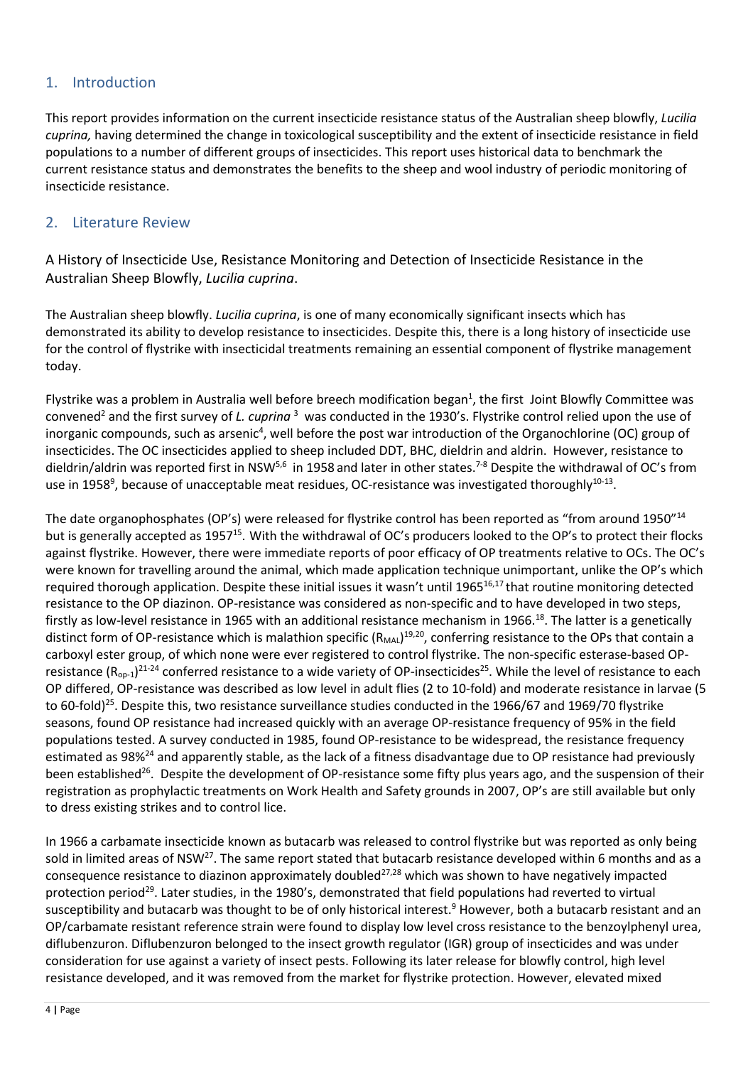## 1. Introduction

This report provides information on the current insecticide resistance status of the Australian sheep blowfly, *Lucilia cuprina,* having determined the change in toxicological susceptibility and the extent of insecticide resistance in field populations to a number of different groups of insecticides. This report uses historical data to benchmark the current resistance status and demonstrates the benefits to the sheep and wool industry of periodic monitoring of insecticide resistance.

## 2. Literature Review

### A History of Insecticide Use, Resistance Monitoring and Detection of Insecticide Resistance in the Australian Sheep Blowfly, *Lucilia cuprina*.

The Australian sheep blowfly. *Lucilia cuprina*, is one of many economically significant insects which has demonstrated its ability to develop resistance to insecticides. Despite this, there is a long history of insecticide use for the control of flystrike with insecticidal treatments remaining an essential component of flystrike management today.

Flystrike was a problem in Australia well before breech modification began[1], the first Joint Blowfly Committee was convened[2] and the first survey of *L. cuprina* [3] was conducted in the 1930's. Flystrike control relied upon the use of inorganic compounds, such as arsenic[4], well before the post war introduction of the Organochlorine (OC) group of insecticides. The OC insecticides applied to sheep included DDT, BHC, dieldrin and aldrin. However, resistance to dieldrin/aldrin was reported first in NSW[5,6] in 1958 and later in other states.[7-8] Despite the withdrawal of OC's from use in 1958[9], because of unacceptable meat residues, OC-resistance was investigated thoroughly[10-13].

The date organophosphates (OP's) were released for flystrike control has been reported as "from around 1950"[14] but is generally accepted as 1957[15]. With the withdrawal of OC's producers looked to the OP's to protect their flocks against flystrike. However, there were immediate reports of poor efficacy of OP treatments relative to OCs. The OC's were known for travelling around the animal, which made application technique unimportant, unlike the OP's which required thorough application. Despite these initial issues it wasn't until 1965[16,17] that routine monitoring detected resistance to the OP diazinon. OP-resistance was considered as non-specific and to have developed in two steps, firstly as low-level resistance in 1965 with an additional resistance mechanism in 1966.[18]. The latter is a genetically distinct form of OP-resistance which is malathion specific ($R_{MAL}$)[19,20], conferring resistance to the OPs that contain a carboxyl ester group, of which none were ever registered to control flystrike. The non-specific esterase-based OP-resistance ($R_{op-1}$)[21-24] conferred resistance to a wide variety of OP-insecticides[25]. While the level of resistance to each OP differed, OP-resistance was described as low level in adult flies (2 to 10-fold) and moderate resistance in larvae (5 to 60-fold)[25]. Despite this, two resistance surveillance studies conducted in the 1966/67 and 1969/70 flystrike seasons, found OP resistance had increased quickly with an average OP-resistance frequency of 95% in the field populations tested. A survey conducted in 1985, found OP-resistance to be widespread, the resistance frequency estimated as 98%[24] and apparently stable, as the lack of a fitness disadvantage due to OP resistance had previously been established[26]. Despite the development of OP-resistance some fifty plus years ago, and the suspension of their registration as prophylactic treatments on Work Health and Safety grounds in 2007, OP's are still available but only to dress existing strikes and to control lice.

In 1966 a carbamate insecticide known as butacarb was released to control flystrike but was reported as only being sold in limited areas of NSW[27]. The same report stated that butacarb resistance developed within 6 months and as a consequence resistance to diazinon approximately doubled[27,28] which was shown to have negatively impacted protection period[29]. Later studies, in the 1980's, demonstrated that field populations had reverted to virtual susceptibility and butacarb was thought to be of only historical interest.[9] However, both a butacarb resistant and an OP/carbamate resistant reference strain were found to display low level cross resistance to the benzoylphenyl urea, diflubenzuron. Diflubenzuron belonged to the insect growth regulator (IGR) group of insecticides and was under consideration for use against a variety of insect pests. Following its later release for blowfly control, high level resistance developed, and it was removed from the market for flystrike protection. However, elevated mixed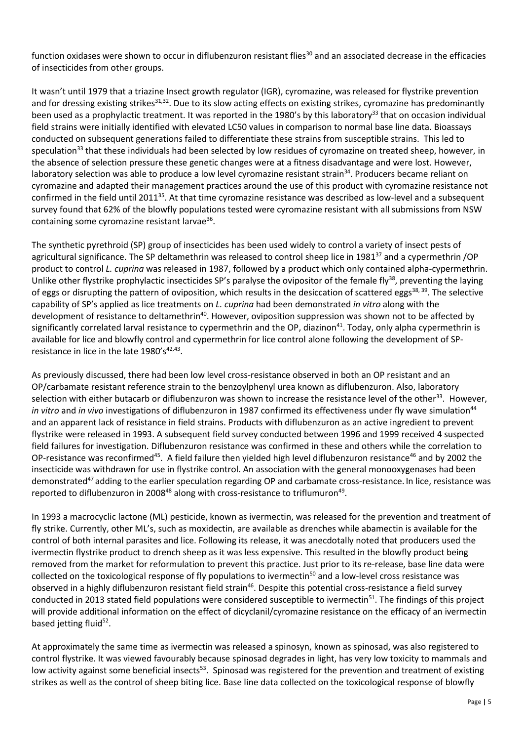function oxidases were shown to occur in diflubenzuron resistant flies[30] and an associated decrease in the efficacies of insecticides from other groups.

It wasn't until 1979 that a triazine Insect growth regulator (IGR), cyromazine, was released for flystrike prevention and for dressing existing strikes[31,32]. Due to its slow acting effects on existing strikes, cyromazine has predominantly been used as a prophylactic treatment. It was reported in the 1980's by this laboratory[33] that on occasion individual field strains were initially identified with elevated LC50 values in comparison to normal base line data. Bioassays conducted on subsequent generations failed to differentiate these strains from susceptible strains. This led to speculation[33] that these individuals had been selected by low residues of cyromazine on treated sheep, however, in the absence of selection pressure these genetic changes were at a fitness disadvantage and were lost. However, laboratory selection was able to produce a low level cyromazine resistant strain[34]. Producers became reliant on cyromazine and adapted their management practices around the use of this product with cyromazine resistance not confirmed in the field until 2011[35]. At that time cyromazine resistance was described as low-level and a subsequent survey found that 62% of the blowfly populations tested were cyromazine resistant with all submissions from NSW containing some cyromazine resistant larvae[36].

The synthetic pyrethroid (SP) group of insecticides has been used widely to control a variety of insect pests of agricultural significance. The SP deltamethrin was released to control sheep lice in 1981[37] and a cypermethrin /OP product to control *L. cuprina* was released in 1987, followed by a product which only contained alpha-cypermethrin. Unlike other flystrike prophylactic insecticides SP's paralyse the ovipositor of the female fly[38], preventing the laying of eggs or disrupting the pattern of oviposition, which results in the desiccation of scattered eggs[38, 39]. The selective capability of SP's applied as lice treatments on *L. cuprina* had been demonstrated *in vitro* along with the development of resistance to deltamethrin[40]. However, oviposition suppression was shown not to be affected by significantly correlated larval resistance to cypermethrin and the OP, diazinon[41]. Today, only alpha cypermethrin is available for lice and blowfly control and cypermethrin for lice control alone following the development of SP-resistance in lice in the late 1980's[42,43].

As previously discussed, there had been low level cross-resistance observed in both an OP resistant and an OP/carbamate resistant reference strain to the benzoylphenyl urea known as diflubenzuron. Also, laboratory selection with either butacarb or diflubenzuron was shown to increase the resistance level of the other[33]. However, *in vitro* and *in vivo* investigations of diflubenzuron in 1987 confirmed its effectiveness under fly wave simulation[44] and an apparent lack of resistance in field strains. Products with diflubenzuron as an active ingredient to prevent flystrike were released in 1993. A subsequent field survey conducted between 1996 and 1999 received 4 suspected field failures for investigation. Diflubenzuron resistance was confirmed in these and others while the correlation to OP-resistance was reconfirmed[45]. A field failure then yielded high level diflubenzuron resistance[46] and by 2002 the insecticide was withdrawn for use in flystrike control. An association with the general monooxygenases had been demonstrated[47] adding to the earlier speculation regarding OP and carbamate cross-resistance. In lice, resistance was reported to diflubenzuron in 2008[48] along with cross-resistance to triflumuron[49].

In 1993 a macrocyclic lactone (ML) pesticide, known as ivermectin, was released for the prevention and treatment of fly strike. Currently, other ML's, such as moxidectin, are available as drenches while abamectin is available for the control of both internal parasites and lice. Following its release, it was anecdotally noted that producers used the ivermectin flystrike product to drench sheep as it was less expensive. This resulted in the blowfly product being removed from the market for reformulation to prevent this practice. Just prior to its re-release, base line data were collected on the toxicological response of fly populations to ivermectin[50] and a low-level cross resistance was observed in a highly diflubenzuron resistant field strain[46]. Despite this potential cross-resistance a field survey conducted in 2013 stated field populations were considered susceptible to ivermectin[51]. The findings of this project will provide additional information on the effect of dicyclanil/cyromazine resistance on the efficacy of an ivermectin based jetting fluid[52].

At approximately the same time as ivermectin was released a spinosyn, known as spinosad, was also registered to control flystrike. It was viewed favourably because spinosad degrades in light, has very low toxicity to mammals and low activity against some beneficial insects[53]. Spinosad was registered for the prevention and treatment of existing strikes as well as the control of sheep biting lice. Base line data collected on the toxicological response of blowfly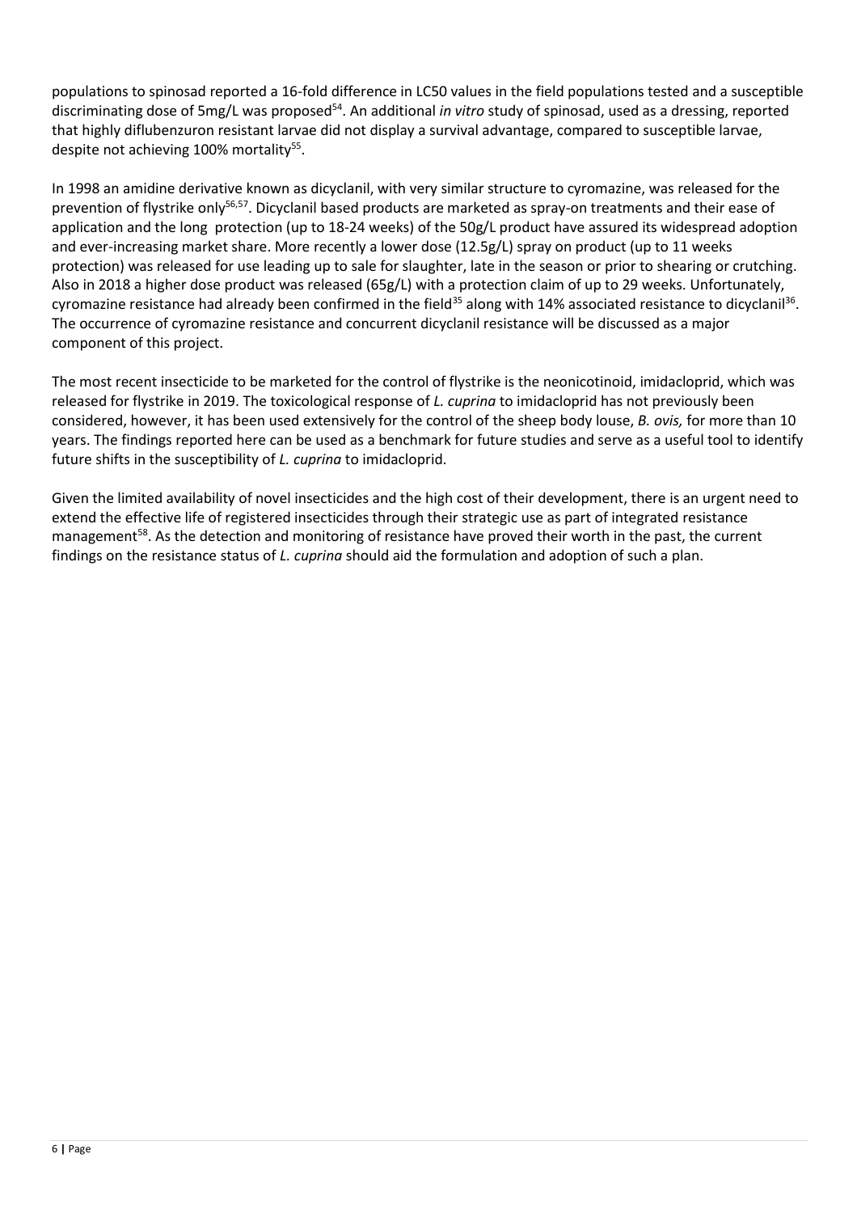populations to spinosad reported a 16-fold difference in LC50 values in the field populations tested and a susceptible discriminating dose of 5mg/L was proposed[54]. An additional *in vitro* study of spinosad, used as a dressing, reported that highly diflubenzuron resistant larvae did not display a survival advantage, compared to susceptible larvae, despite not achieving 100% mortality[55].

In 1998 an amidine derivative known as dicyclanil, with very similar structure to cyromazine, was released for the prevention of flystrike only[56,57]. Dicyclanil based products are marketed as spray-on treatments and their ease of application and the long protection (up to 18-24 weeks) of the 50g/L product have assured its widespread adoption and ever-increasing market share. More recently a lower dose (12.5g/L) spray on product (up to 11 weeks protection) was released for use leading up to sale for slaughter, late in the season or prior to shearing or crutching. Also in 2018 a higher dose product was released (65g/L) with a protection claim of up to 29 weeks. Unfortunately, cyromazine resistance had already been confirmed in the field[35] along with 14% associated resistance to dicyclanil[36]. The occurrence of cyromazine resistance and concurrent dicyclanil resistance will be discussed as a major component of this project.

The most recent insecticide to be marketed for the control of flystrike is the neonicotinoid, imidacloprid, which was released for flystrike in 2019. The toxicological response of *L. cuprina* to imidacloprid has not previously been considered, however, it has been used extensively for the control of the sheep body louse, *B. ovis,* for more than 10 years. The findings reported here can be used as a benchmark for future studies and serve as a useful tool to identify future shifts in the susceptibility of *L. cuprina* to imidacloprid.

Given the limited availability of novel insecticides and the high cost of their development, there is an urgent need to extend the effective life of registered insecticides through their strategic use as part of integrated resistance management[58]. As the detection and monitoring of resistance have proved their worth in the past, the current findings on the resistance status of *L. cuprina* should aid the formulation and adoption of such a plan.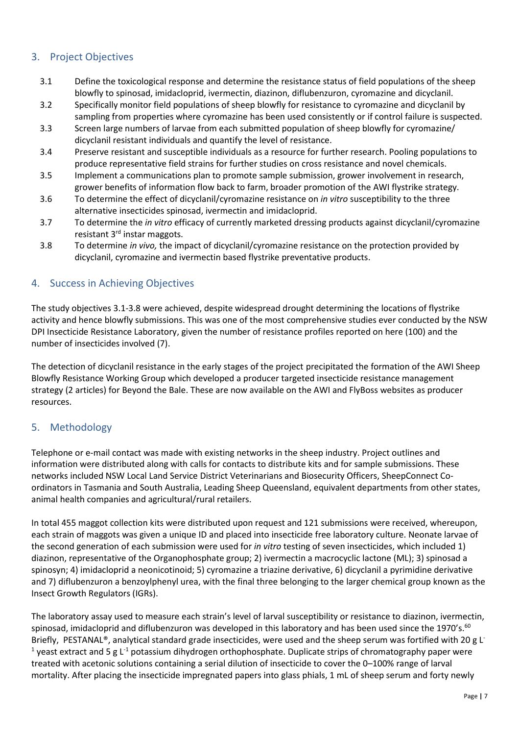## 3. Project Objectives

3.1 Define the toxicological response and determine the resistance status of field populations of the sheep blowfly to spinosad, imidacloprid, ivermectin, diazinon, diflubenzuron, cyromazine and dicyclanil.

3.2 Specifically monitor field populations of sheep blowfly for resistance to cyromazine and dicyclanil by sampling from properties where cyromazine has been used consistently or if control failure is suspected.

3.3 Screen large numbers of larvae from each submitted population of sheep blowfly for cyromazine/ dicyclanil resistant individuals and quantify the level of resistance.

3.4 Preserve resistant and susceptible individuals as a resource for further research. Pooling populations to produce representative field strains for further studies on cross resistance and novel chemicals.

3.5 Implement a communications plan to promote sample submission, grower involvement in research, grower benefits of information flow back to farm, broader promotion of the AWI flystrike strategy.

3.6 To determine the effect of dicyclanil/cyromazine resistance on *in vitro* susceptibility to the three alternative insecticides spinosad, ivermectin and imidacloprid.

3.7 To determine the *in vitro* efficacy of currently marketed dressing products against dicyclanil/cyromazine resistant 3rd instar maggots.

3.8 To determine *in vivo,* the impact of dicyclanil/cyromazine resistance on the protection provided by dicyclanil, cyromazine and ivermectin based flystrike preventative products.

## 4. Success in Achieving Objectives

The study objectives 3.1-3.8 were achieved, despite widespread drought determining the locations of flystrike activity and hence blowfly submissions. This was one of the most comprehensive studies ever conducted by the NSW DPI Insecticide Resistance Laboratory, given the number of resistance profiles reported on here (100) and the number of insecticides involved (7).

The detection of dicyclanil resistance in the early stages of the project precipitated the formation of the AWI Sheep Blowfly Resistance Working Group which developed a producer targeted insecticide resistance management strategy (2 articles) for Beyond the Bale. These are now available on the AWI and FlyBoss websites as producer resources.

## 5. Methodology

Telephone or e-mail contact was made with existing networks in the sheep industry. Project outlines and information were distributed along with calls for contacts to distribute kits and for sample submissions. These networks included NSW Local Land Service District Veterinarians and Biosecurity Officers, SheepConnect Co-ordinators in Tasmania and South Australia, Leading Sheep Queensland, equivalent departments from other states, animal health companies and agricultural/rural retailers.

In total 455 maggot collection kits were distributed upon request and 121 submissions were received, whereupon, each strain of maggots was given a unique ID and placed into insecticide free laboratory culture. Neonate larvae of the second generation of each submission were used for *in vitro* testing of seven insecticides, which included 1) diazinon, representative of the Organophosphate group; 2) ivermectin a macrocyclic lactone (ML); 3) spinosad a spinosyn; 4) imidacloprid a neonicotinoid; 5) cyromazine a triazine derivative, 6) dicyclanil a pyrimidine derivative and 7) diflubenzuron a benzoylphenyl urea, with the final three belonging to the larger chemical group known as the Insect Growth Regulators (IGRs).

The laboratory assay used to measure each strain's level of larval susceptibility or resistance to diazinon, ivermectin, spinosad, imidacloprid and diflubenzuron was developed in this laboratory and has been used since the 1970's.[60] Briefly, PESTANAL®, analytical standard grade insecticides, were used and the sheep serum was fortified with 20 g $L^{-1}$ yeast extract and 5 g $L^{-1}$ potassium dihydrogen orthophosphate. Duplicate strips of chromatography paper were treated with acetonic solutions containing a serial dilution of insecticide to cover the 0–100% range of larval mortality. After placing the insecticide impregnated papers into glass phials, 1 mL of sheep serum and forty newly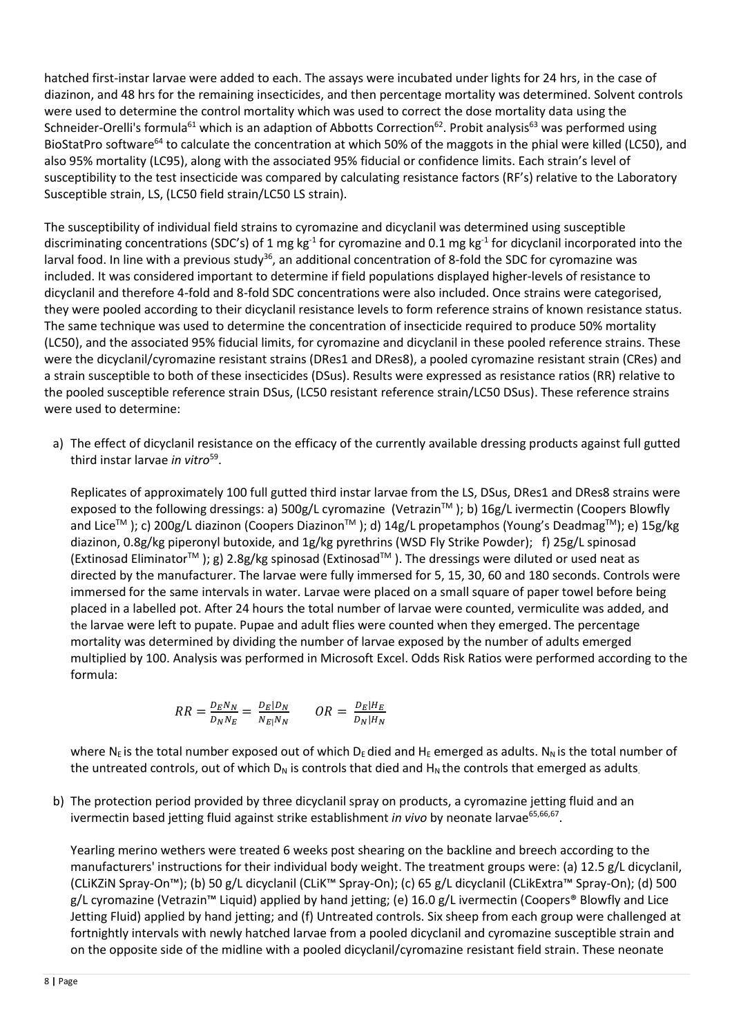hatched first-instar larvae were added to each. The assays were incubated under lights for 24 hrs, in the case of diazinon, and 48 hrs for the remaining insecticides, and then percentage mortality was determined. Solvent controls were used to determine the control mortality which was used to correct the dose mortality data using the Schneider-Orelli's formula[61] which is an adaption of Abbotts Correction[62]. Probit analysis[63] was performed using BioStatPro software[64] to calculate the concentration at which 50% of the maggots in the phial were killed (LC50), and also 95% mortality (LC95), along with the associated 95% fiducial or confidence limits. Each strain's level of susceptibility to the test insecticide was compared by calculating resistance factors (RF's) relative to the Laboratory Susceptible strain, LS, (LC50 field strain/LC50 LS strain).

The susceptibility of individual field strains to cyromazine and dicyclanil was determined using susceptible discriminating concentrations (SDC's) of 1 mg kg$^{-1}$ for cyromazine and 0.1 mg kg$^{-1}$ for dicyclanil incorporated into the larval food. In line with a previous study[36], an additional concentration of 8-fold the SDC for cyromazine was included. It was considered important to determine if field populations displayed higher-levels of resistance to dicyclanil and therefore 4-fold and 8-fold SDC concentrations were also included. Once strains were categorised, they were pooled according to their dicyclanil resistance levels to form reference strains of known resistance status. The same technique was used to determine the concentration of insecticide required to produce 50% mortality (LC50), and the associated 95% fiducial limits, for cyromazine and dicyclanil in these pooled reference strains. These were the dicyclanil/cyromazine resistant strains (DRes1 and DRes8), a pooled cyromazine resistant strain (CRes) and a strain susceptible to both of these insecticides (DSus). Results were expressed as resistance ratios (RR) relative to the pooled susceptible reference strain DSus, (LC50 resistant reference strain/LC50 DSus). These reference strains were used to determine:

a) The effect of dicyclanil resistance on the efficacy of the currently available dressing products against full gutted third instar larvae *in vitro*[59].

   Replicates of approximately 100 full gutted third instar larvae from the LS, DSus, DRes1 and DRes8 strains were exposed to the following dressings: a) 500g/L cyromazine (Vetrazin™); b) 16g/L ivermectin (Coopers Blowfly and Lice™); c) 200g/L diazinon (Coopers Diazinon™); d) 14g/L propetamphos (Young's Deadmag™); e) 15g/kg diazinon, 0.8g/kg piperonyl butoxide, and 1g/kg pyrethrins (WSD Fly Strike Powder); f) 25g/L spinosad (Extinosad Eliminator™); g) 2.8g/kg spinosad (Extinosad™). The dressings were diluted or used neat as directed by the manufacturer. The larvae were fully immersed for 5, 15, 30, 60 and 180 seconds. Controls were immersed for the same intervals in water. Larvae were placed on a small square of paper towel before being placed in a labelled pot. After 24 hours the total number of larvae were counted, vermiculite was added, and the larvae were left to pupate. Pupae and adult flies were counted when they emerged. The percentage mortality was determined by dividing the number of larvae exposed by the number of adults emerged multiplied by 100. Analysis was performed in Microsoft Excel. Odds Risk Ratios were performed according to the formula:

$$RR = \frac{D_E N_N}{D_N N_E} = \frac{D_E | D_N}{N_E | N_N} \qquad OR = \frac{D_E | H_E}{D_N | H_N}$$

   where $N_E$ is the total number exposed out of which $D_E$ died and $H_E$ emerged as adults. $N_N$ is the total number of the untreated controls, out of which $D_N$ is controls that died and $H_N$ the controls that emerged as adults.

b) The protection period provided by three dicyclanil spray on products, a cyromazine jetting fluid and an ivermectin based jetting fluid against strike establishment *in vivo* by neonate larvae[65,66,67].

   Yearling merino wethers were treated 6 weeks post shearing on the backline and breech according to the manufacturers' instructions for their individual body weight. The treatment groups were: (a) 12.5 g/L dicyclanil, (CLiKZiN Spray-On™); (b) 50 g/L dicyclanil (CLiK™ Spray-On); (c) 65 g/L dicyclanil (CLikExtra™ Spray-On); (d) 500 g/L cyromazine (Vetrazin™ Liquid) applied by hand jetting; (e) 16.0 g/L ivermectin (Coopers® Blowfly and Lice Jetting Fluid) applied by hand jetting; and (f) Untreated controls. Six sheep from each group were challenged at fortnightly intervals with newly hatched larvae from a pooled dicyclanil and cyromazine susceptible strain and on the opposite side of the midline with a pooled dicyclanil/cyromazine resistant field strain. These neonate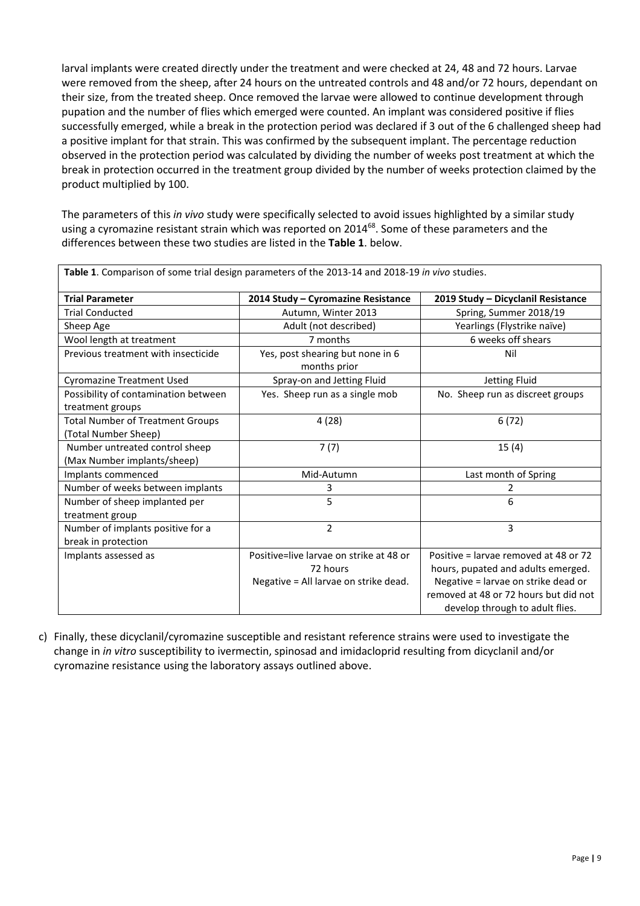larval implants were created directly under the treatment and were checked at 24, 48 and 72 hours. Larvae were removed from the sheep, after 24 hours on the untreated controls and 48 and/or 72 hours, dependant on their size, from the treated sheep. Once removed the larvae were allowed to continue development through pupation and the number of flies which emerged were counted. An implant was considered positive if flies successfully emerged, while a break in the protection period was declared if 3 out of the 6 challenged sheep had a positive implant for that strain. This was confirmed by the subsequent implant. The percentage reduction observed in the protection period was calculated by dividing the number of weeks post treatment at which the break in protection occurred in the treatment group divided by the number of weeks protection claimed by the product multiplied by 100.

The parameters of this *in vivo* study were specifically selected to avoid issues highlighted by a similar study using a cyromazine resistant strain which was reported on 2014[68]. Some of these parameters and the differences between these two studies are listed in the **Table 1**. below.

**Table 1**. Comparison of some trial design parameters of the 2013-14 and 2018-19 *in vivo* studies.

| Trial Parameter | 2014 Study – Cyromazine Resistance | 2019 Study – Dicyclanil Resistance |
|---|---|---|
| Trial Conducted | Autumn, Winter 2013 | Spring, Summer 2018/19 |
| Sheep Age | Adult (not described) | Yearlings (Flystrike naïve) |
| Wool length at treatment | 7 months | 6 weeks off shears |
| Previous treatment with insecticide | Yes, post shearing but none in 6 months prior | Nil |
| Cyromazine Treatment Used | Spray-on and Jetting Fluid | Jetting Fluid |
| Possibility of contamination between treatment groups | Yes. Sheep run as a single mob | No. Sheep run as discreet groups |
| Total Number of Treatment Groups (Total Number Sheep) | 4 (28) | 6 (72) |
| Number untreated control sheep (Max Number implants/sheep) | 7 (7) | 15 (4) |
| Implants commenced | Mid-Autumn | Last month of Spring |
| Number of weeks between implants | 3 | 2 |
| Number of sheep implanted per treatment group | 5 | 6 |
| Number of implants positive for a break in protection | 2 | 3 |
| Implants assessed as | Positive=live larvae on strike at 48 or 72 hours<br>Negative = All larvae on strike dead. | Positive = larvae removed at 48 or 72 hours, pupated and adults emerged.<br>Negative = larvae on strike dead or removed at 48 or 72 hours but did not develop through to adult flies. |

c) Finally, these dicyclanil/cyromazine susceptible and resistant reference strains were used to investigate the change in *in vitro* susceptibility to ivermectin, spinosad and imidacloprid resulting from dicyclanil and/or cyromazine resistance using the laboratory assays outlined above.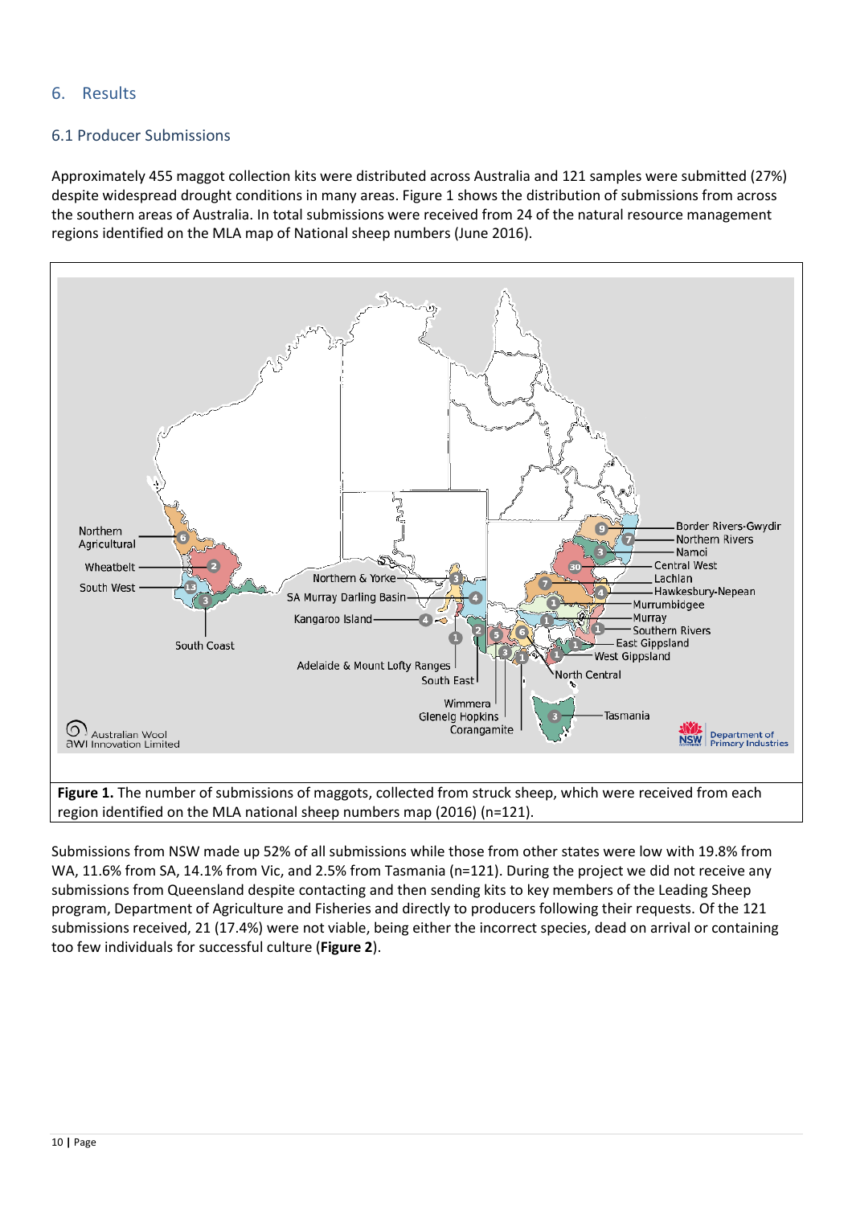## 6. Results

### 6.1 Producer Submissions

Approximately 455 maggot collection kits were distributed across Australia and 121 samples were submitted (27%) despite widespread drought conditions in many areas. Figure 1 shows the distribution of submissions from across the southern areas of Australia. In total submissions were received from 24 of the natural resource management regions identified on the MLA map of National sheep numbers (June 2016).

**Figure 1.** The number of submissions of maggots, collected from struck sheep, which were received from each region identified on the MLA national sheep numbers map (2016) (n=121).

Submissions from NSW made up 52% of all submissions while those from other states were low with 19.8% from WA, 11.6% from SA, 14.1% from Vic, and 2.5% from Tasmania (n=121). During the project we did not receive any submissions from Queensland despite contacting and then sending kits to key members of the Leading Sheep program, Department of Agriculture and Fisheries and directly to producers following their requests. Of the 121 submissions received, 21 (17.4%) were not viable, being either the incorrect species, dead on arrival or containing too few individuals for successful culture (**Figure 2**).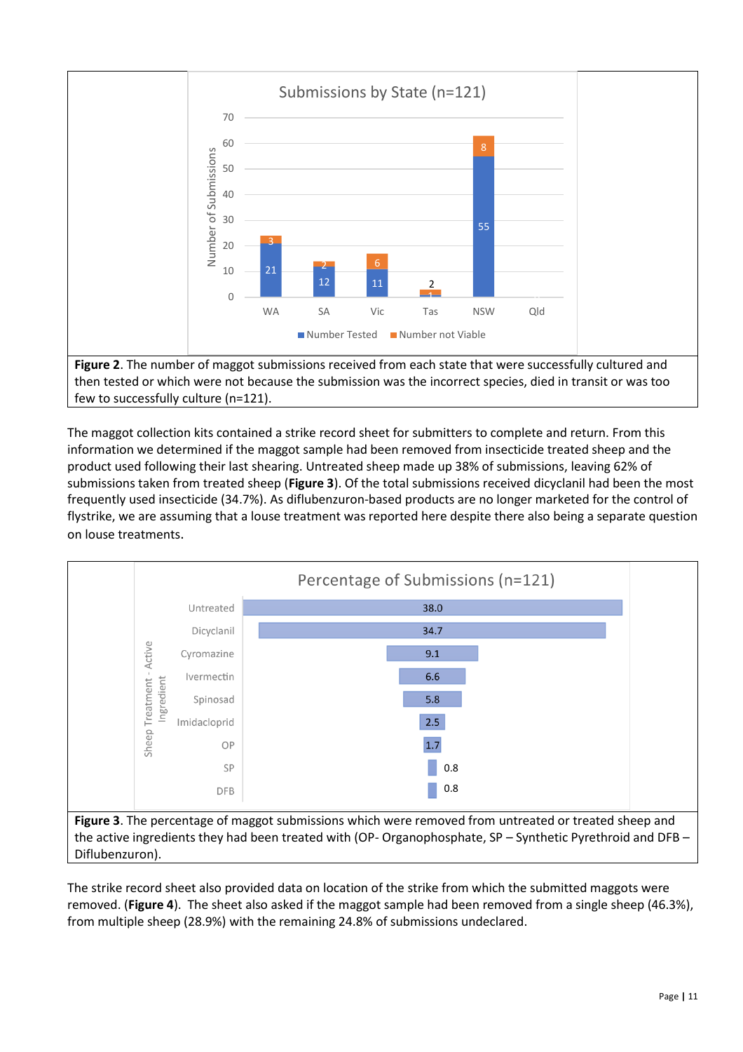**Figure 2**. The number of maggot submissions received from each state that were successfully cultured and then tested or which were not because the submission was the incorrect species, died in transit or was too few to successfully culture (n=121).

The maggot collection kits contained a strike record sheet for submitters to complete and return. From this information we determined if the maggot sample had been removed from insecticide treated sheep and the product used following their last shearing. Untreated sheep made up 38% of submissions, leaving 62% of submissions taken from treated sheep (**Figure 3**). Of the total submissions received dicyclanil had been the most frequently used insecticide (34.7%). As diflubenzuron-based products are no longer marketed for the control of flystrike, we are assuming that a louse treatment was reported here despite there also being a separate question on louse treatments.

**Figure 3**. The percentage of maggot submissions which were removed from untreated or treated sheep and the active ingredients they had been treated with (OP- Organophosphate, SP – Synthetic Pyrethroid and DFB – Diflubenzuron).

The strike record sheet also provided data on location of the strike from which the submitted maggots were removed. (**Figure 4**). The sheet also asked if the maggot sample had been removed from a single sheep (46.3%), from multiple sheep (28.9%) with the remaining 24.8% of submissions undeclared.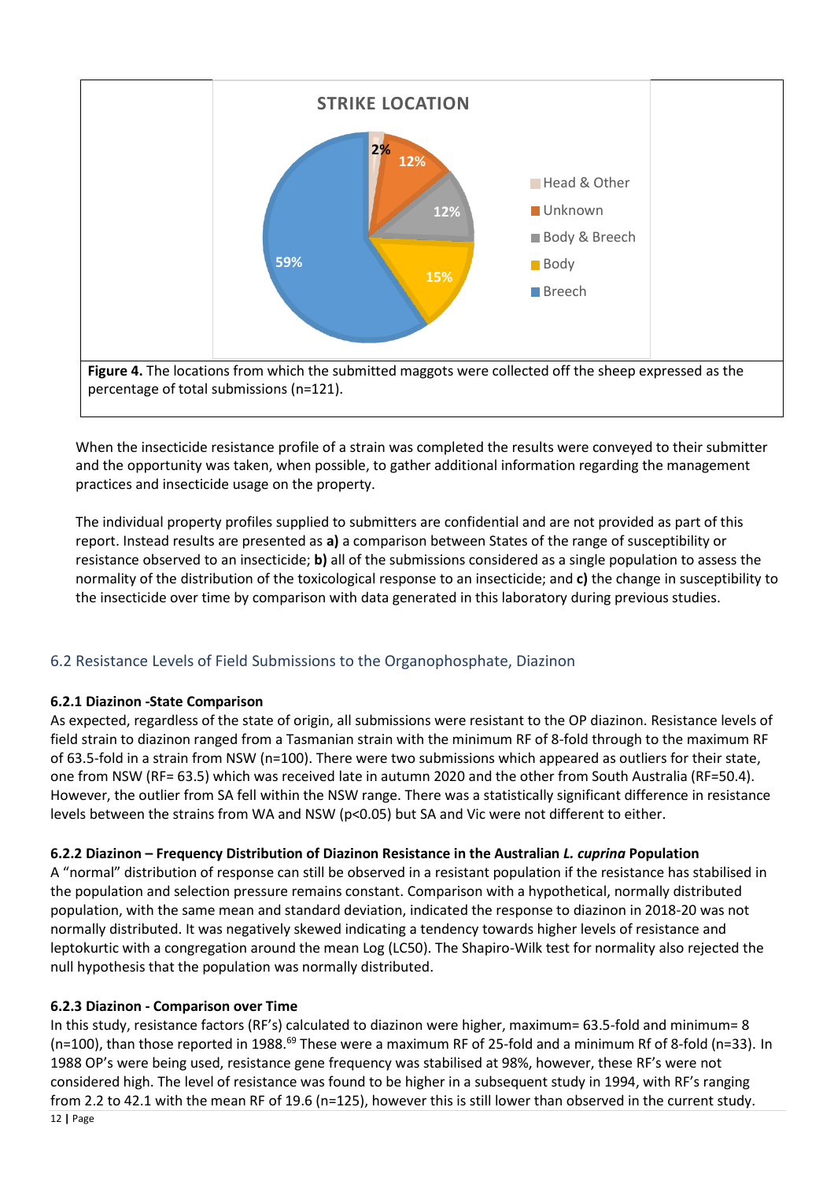**Figure 4.** The locations from which the submitted maggots were collected off the sheep expressed as the percentage of total submissions (n=121).

When the insecticide resistance profile of a strain was completed the results were conveyed to their submitter and the opportunity was taken, when possible, to gather additional information regarding the management practices and insecticide usage on the property.

The individual property profiles supplied to submitters are confidential and are not provided as part of this report. Instead results are presented as **a)** a comparison between States of the range of susceptibility or resistance observed to an insecticide; **b)** all of the submissions considered as a single population to assess the normality of the distribution of the toxicological response to an insecticide; and **c)** the change in susceptibility to the insecticide over time by comparison with data generated in this laboratory during previous studies.

## 6.2 Resistance Levels of Field Submissions to the Organophosphate, Diazinon

### 6.2.1 Diazinon -State Comparison

As expected, regardless of the state of origin, all submissions were resistant to the OP diazinon. Resistance levels of field strain to diazinon ranged from a Tasmanian strain with the minimum RF of 8-fold through to the maximum RF of 63.5-fold in a strain from NSW (n=100). There were two submissions which appeared as outliers for their state, one from NSW (RF= 63.5) which was received late in autumn 2020 and the other from South Australia (RF=50.4). However, the outlier from SA fell within the NSW range. There was a statistically significant difference in resistance levels between the strains from WA and NSW ($p<0.05$) but SA and Vic were not different to either.

### 6.2.2 Diazinon – Frequency Distribution of Diazinon Resistance in the Australian *L. cuprina* Population

A "normal" distribution of response can still be observed in a resistant population if the resistance has stabilised in the population and selection pressure remains constant. Comparison with a hypothetical, normally distributed population, with the same mean and standard deviation, indicated the response to diazinon in 2018-20 was not normally distributed. It was negatively skewed indicating a tendency towards higher levels of resistance and leptokurtic with a congregation around the mean Log (LC50). The Shapiro-Wilk test for normality also rejected the null hypothesis that the population was normally distributed.

### 6.2.3 Diazinon - Comparison over Time

In this study, resistance factors (RF's) calculated to diazinon were higher, maximum= 63.5-fold and minimum= 8 (n=100), than those reported in 1988.[69] These were a maximum RF of 25-fold and a minimum Rf of 8-fold (n=33). In 1988 OP's were being used, resistance gene frequency was stabilised at 98%, however, these RF's were not considered high. The level of resistance was found to be higher in a subsequent study in 1994, with RF's ranging from 2.2 to 42.1 with the mean RF of 19.6 (n=125), however this is still lower than observed in the current study.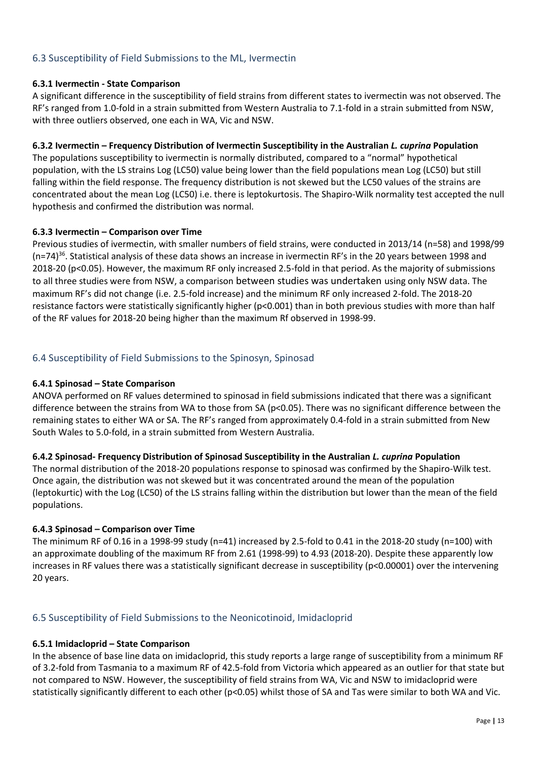## 6.3 Susceptibility of Field Submissions to the ML, Ivermectin

### 6.3.1 Ivermectin - State Comparison

A significant difference in the susceptibility of field strains from different states to ivermectin was not observed. The RF's ranged from 1.0-fold in a strain submitted from Western Australia to 7.1-fold in a strain submitted from NSW, with three outliers observed, one each in WA, Vic and NSW.

### 6.3.2 Ivermectin – Frequency Distribution of Ivermectin Susceptibility in the Australian *L. cuprina* Population

The populations susceptibility to ivermectin is normally distributed, compared to a "normal" hypothetical population, with the LS strains Log (LC50) value being lower than the field populations mean Log (LC50) but still falling within the field response. The frequency distribution is not skewed but the LC50 values of the strains are concentrated about the mean Log (LC50) i.e. there is leptokurtosis. The Shapiro-Wilk normality test accepted the null hypothesis and confirmed the distribution was normal.

### 6.3.3 Ivermectin – Comparison over Time

Previous studies of ivermectin, with smaller numbers of field strains, were conducted in 2013/14 (n=58) and 1998/99 (n=74)[36]. Statistical analysis of these data shows an increase in ivermectin RF's in the 20 years between 1998 and 2018-20 ($p<0.05$). However, the maximum RF only increased 2.5-fold in that period. As the majority of submissions to all three studies were from NSW, a comparison between studies was undertaken using only NSW data. The maximum RF's did not change (i.e. 2.5-fold increase) and the minimum RF only increased 2-fold. The 2018-20 resistance factors were statistically significantly higher ($p<0.001$) than in both previous studies with more than half of the RF values for 2018-20 being higher than the maximum Rf observed in 1998-99.

## 6.4 Susceptibility of Field Submissions to the Spinosyn, Spinosad

### 6.4.1 Spinosad – State Comparison

ANOVA performed on RF values determined to spinosad in field submissions indicated that there was a significant difference between the strains from WA to those from SA ($p<0.05$). There was no significant difference between the remaining states to either WA or SA. The RF's ranged from approximately 0.4-fold in a strain submitted from New South Wales to 5.0-fold, in a strain submitted from Western Australia.

### 6.4.2 Spinosad- Frequency Distribution of Spinosad Susceptibility in the Australian *L. cuprina* Population

The normal distribution of the 2018-20 populations response to spinosad was confirmed by the Shapiro-Wilk test. Once again, the distribution was not skewed but it was concentrated around the mean of the population (leptokurtic) with the Log (LC50) of the LS strains falling within the distribution but lower than the mean of the field populations.

### 6.4.3 Spinosad – Comparison over Time

The minimum RF of 0.16 in a 1998-99 study (n=41) increased by 2.5-fold to 0.41 in the 2018-20 study (n=100) with an approximate doubling of the maximum RF from 2.61 (1998-99) to 4.93 (2018-20). Despite these apparently low increases in RF values there was a statistically significant decrease in susceptibility ($p<0.00001$) over the intervening 20 years.

## 6.5 Susceptibility of Field Submissions to the Neonicotinoid, Imidacloprid

### 6.5.1 Imidacloprid – State Comparison

In the absence of base line data on imidacloprid, this study reports a large range of susceptibility from a minimum RF of 3.2-fold from Tasmania to a maximum RF of 42.5-fold from Victoria which appeared as an outlier for that state but not compared to NSW. However, the susceptibility of field strains from WA, Vic and NSW to imidacloprid were statistically significantly different to each other ($p<0.05$) whilst those of SA and Tas were similar to both WA and Vic.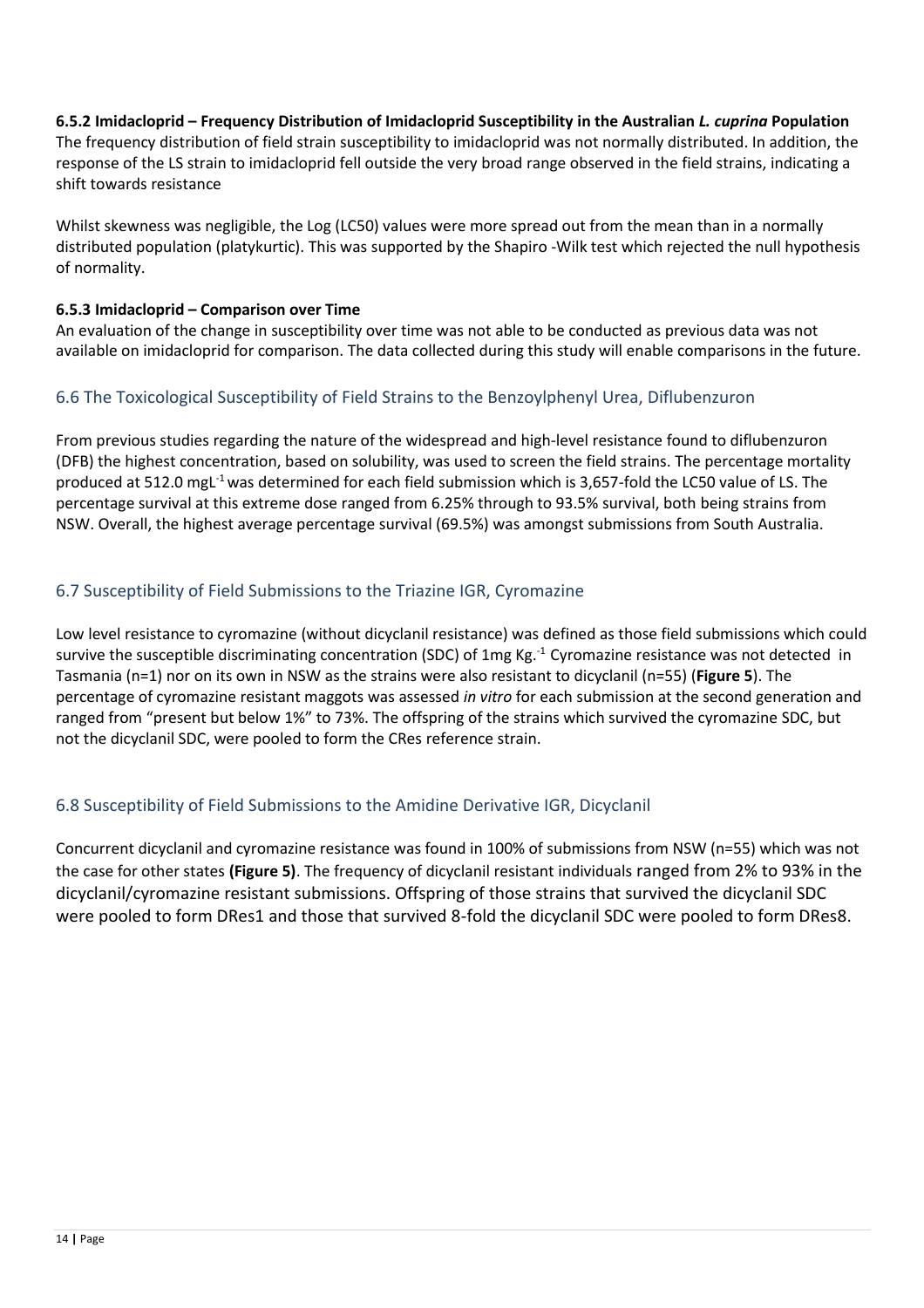**6.5.2 Imidacloprid – Frequency Distribution of Imidacloprid Susceptibility in the Australian *L. cuprina* Population**

The frequency distribution of field strain susceptibility to imidacloprid was not normally distributed. In addition, the response of the LS strain to imidacloprid fell outside the very broad range observed in the field strains, indicating a shift towards resistance

Whilst skewness was negligible, the Log (LC50) values were more spread out from the mean than in a normally distributed population (platykurtic). This was supported by the Shapiro -Wilk test which rejected the null hypothesis of normality.

**6.5.3 Imidacloprid – Comparison over Time**

An evaluation of the change in susceptibility over time was not able to be conducted as previous data was not available on imidacloprid for comparison. The data collected during this study will enable comparisons in the future.

## 6.6 The Toxicological Susceptibility of Field Strains to the Benzoylphenyl Urea, Diflubenzuron

From previous studies regarding the nature of the widespread and high-level resistance found to diflubenzuron (DFB) the highest concentration, based on solubility, was used to screen the field strains. The percentage mortality produced at 512.0 $mgL^{-1}$ was determined for each field submission which is 3,657-fold the LC50 value of LS. The percentage survival at this extreme dose ranged from 6.25% through to 93.5% survival, both being strains from NSW. Overall, the highest average percentage survival (69.5%) was amongst submissions from South Australia.

## 6.7 Susceptibility of Field Submissions to the Triazine IGR, Cyromazine

Low level resistance to cyromazine (without dicyclanil resistance) was defined as those field submissions which could survive the susceptible discriminating concentration (SDC) of 1mg $Kg.^{-1}$ Cyromazine resistance was not detected in Tasmania (n=1) nor on its own in NSW as the strains were also resistant to dicyclanil (n=55) (**Figure 5**). The percentage of cyromazine resistant maggots was assessed *in vitro* for each submission at the second generation and ranged from "present but below 1%" to 73%. The offspring of the strains which survived the cyromazine SDC, but not the dicyclanil SDC, were pooled to form the CRes reference strain.

## 6.8 Susceptibility of Field Submissions to the Amidine Derivative IGR, Dicyclanil

Concurrent dicyclanil and cyromazine resistance was found in 100% of submissions from NSW (n=55) which was not the case for other states **(Figure 5)**. The frequency of dicyclanil resistant individuals ranged from 2% to 93% in the dicyclanil/cyromazine resistant submissions. Offspring of those strains that survived the dicyclanil SDC were pooled to form DRes1 and those that survived 8-fold the dicyclanil SDC were pooled to form DRes8.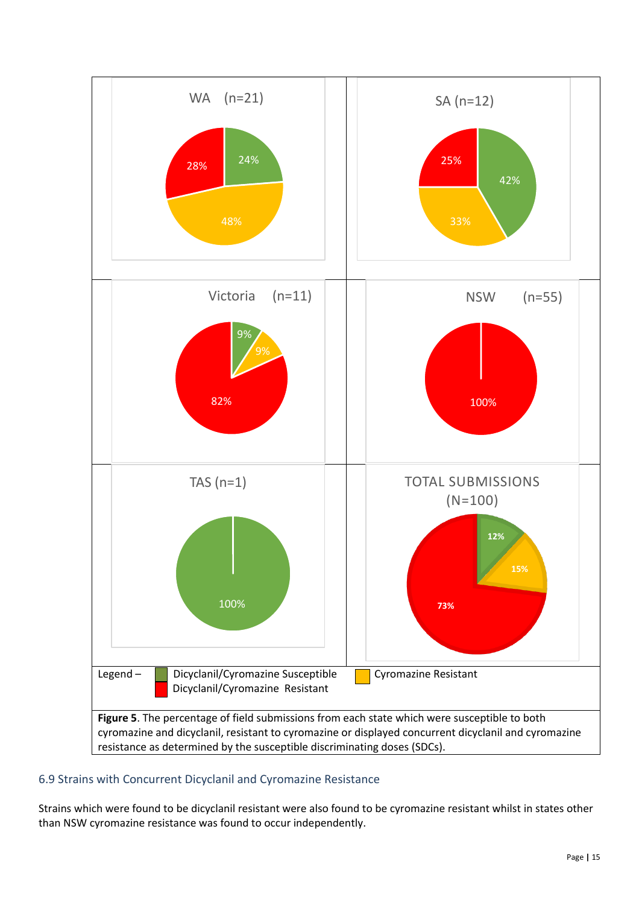**Figure 5**. The percentage of field submissions from each state which were susceptible to both cyromazine and dicyclanil, resistant to cyromazine or displayed concurrent dicyclanil and cyromazine resistance as determined by the susceptible discriminating doses (SDCs).

### 6.9 Strains with Concurrent Dicyclanil and Cyromazine Resistance

Strains which were found to be dicyclanil resistant were also found to be cyromazine resistant whilst in states other than NSW cyromazine resistance was found to occur independently.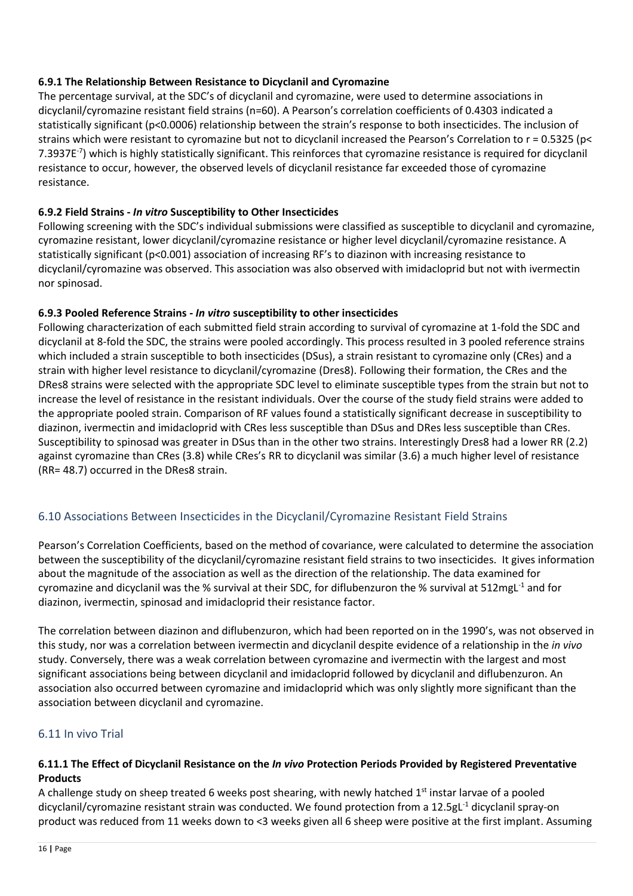#### 6.9.1 The Relationship Between Resistance to Dicyclanil and Cyromazine

The percentage survival, at the SDC's of dicyclanil and cyromazine, were used to determine associations in dicyclanil/cyromazine resistant field strains (n=60). A Pearson's correlation coefficients of 0.4303 indicated a statistically significant ($p<0.0006$) relationship between the strain's response to both insecticides. The inclusion of strains which were resistant to cyromazine but not to dicyclanil increased the Pearson's Correlation to $r = 0.5325$ ($p< 7.3937E^{-7}$) which is highly statistically significant. This reinforces that cyromazine resistance is required for dicyclanil resistance to occur, however, the observed levels of dicyclanil resistance far exceeded those of cyromazine resistance.

#### 6.9.2 Field Strains - *In vitro* Susceptibility to Other Insecticides

Following screening with the SDC's individual submissions were classified as susceptible to dicyclanil and cyromazine, cyromazine resistant, lower dicyclanil/cyromazine resistance or higher level dicyclanil/cyromazine resistance. A statistically significant ($p<0.001$) association of increasing RF's to diazinon with increasing resistance to dicyclanil/cyromazine was observed. This association was also observed with imidacloprid but not with ivermectin nor spinosad.

#### 6.9.3 Pooled Reference Strains - *In vitro* susceptibility to other insecticides

Following characterization of each submitted field strain according to survival of cyromazine at 1-fold the SDC and dicyclanil at 8-fold the SDC, the strains were pooled accordingly. This process resulted in 3 pooled reference strains which included a strain susceptible to both insecticides (DSus), a strain resistant to cyromazine only (CRes) and a strain with higher level resistance to dicyclanil/cyromazine (Dres8). Following their formation, the CRes and the DRes8 strains were selected with the appropriate SDC level to eliminate susceptible types from the strain but not to increase the level of resistance in the resistant individuals. Over the course of the study field strains were added to the appropriate pooled strain. Comparison of RF values found a statistically significant decrease in susceptibility to diazinon, ivermectin and imidacloprid with CRes less susceptible than DSus and DRes less susceptible than CRes. Susceptibility to spinosad was greater in DSus than in the other two strains. Interestingly Dres8 had a lower RR (2.2) against cyromazine than CRes (3.8) while CRes's RR to dicyclanil was similar (3.6) a much higher level of resistance (RR= 48.7) occurred in the DRes8 strain.

## 6.10 Associations Between Insecticides in the Dicyclanil/Cyromazine Resistant Field Strains

Pearson's Correlation Coefficients, based on the method of covariance, were calculated to determine the association between the susceptibility of the dicyclanil/cyromazine resistant field strains to two insecticides. It gives information about the magnitude of the association as well as the direction of the relationship. The data examined for cyromazine and dicyclanil was the % survival at their SDC, for diflubenzuron the % survival at $512mgL^{-1}$ and for diazinon, ivermectin, spinosad and imidacloprid their resistance factor.

The correlation between diazinon and diflubenzuron, which had been reported on in the 1990's, was not observed in this study, nor was a correlation between ivermectin and dicyclanil despite evidence of a relationship in the *in vivo* study. Conversely, there was a weak correlation between cyromazine and ivermectin with the largest and most significant associations being between dicyclanil and imidacloprid followed by dicyclanil and diflubenzuron. An association also occurred between cyromazine and imidacloprid which was only slightly more significant than the association between dicyclanil and cyromazine.

## 6.11 In vivo Trial

#### 6.11.1 The Effect of Dicyclanil Resistance on the *In vivo* Protection Periods Provided by Registered Preventative Products

A challenge study on sheep treated 6 weeks post shearing, with newly hatched 1st instar larvae of a pooled dicyclanil/cyromazine resistant strain was conducted. We found protection from a $12.5gL^{-1}$ dicyclanil spray-on product was reduced from 11 weeks down to <3 weeks given all 6 sheep were positive at the first implant. Assuming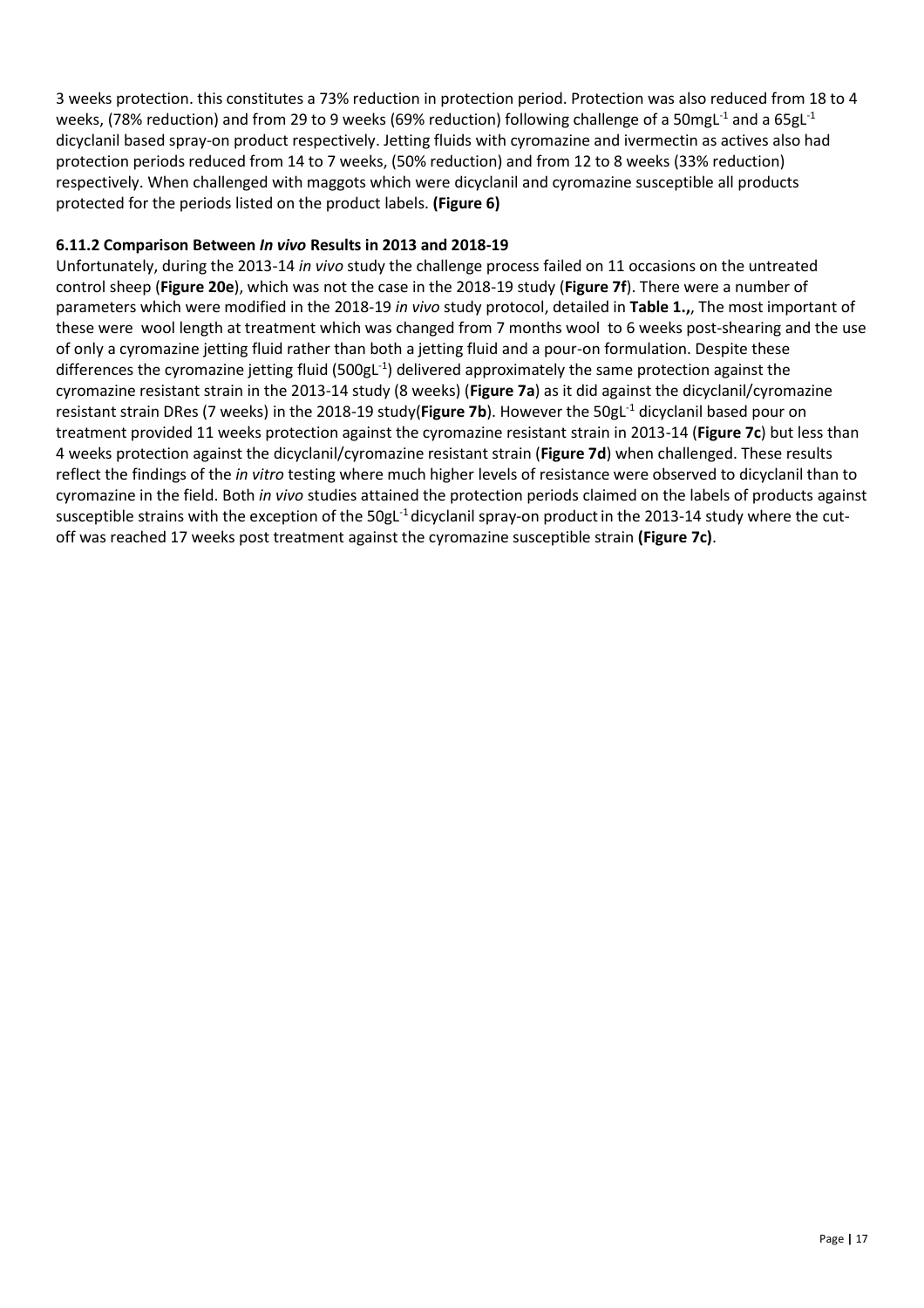3 weeks protection. this constitutes a 73% reduction in protection period. Protection was also reduced from 18 to 4 weeks, (78% reduction) and from 29 to 9 weeks (69% reduction) following challenge of a 50mgL$^{-1}$ and a 65gL$^{-1}$ dicyclanil based spray-on product respectively. Jetting fluids with cyromazine and ivermectin as actives also had protection periods reduced from 14 to 7 weeks, (50% reduction) and from 12 to 8 weeks (33% reduction) respectively. When challenged with maggots which were dicyclanil and cyromazine susceptible all products protected for the periods listed on the product labels. **(Figure 6)**

### 6.11.2 Comparison Between *In vivo* Results in 2013 and 2018-19

Unfortunately, during the 2013-14 *in vivo* study the challenge process failed on 11 occasions on the untreated control sheep (**Figure 20e**), which was not the case in the 2018-19 study (**Figure 7f**). There were a number of parameters which were modified in the 2018-19 *in vivo* study protocol, detailed in **Table 1.,**, The most important of these were wool length at treatment which was changed from 7 months wool to 6 weeks post-shearing and the use of only a cyromazine jetting fluid rather than both a jetting fluid and a pour-on formulation. Despite these differences the cyromazine jetting fluid (500gL$^{-1}$) delivered approximately the same protection against the cyromazine resistant strain in the 2013-14 study (8 weeks) (**Figure 7a**) as it did against the dicyclanil/cyromazine resistant strain DRes (7 weeks) in the 2018-19 study(**Figure 7b**). However the 50gL$^{-1}$ dicyclanil based pour on treatment provided 11 weeks protection against the cyromazine resistant strain in 2013-14 (**Figure 7c**) but less than 4 weeks protection against the dicyclanil/cyromazine resistant strain (**Figure 7d**) when challenged. These results reflect the findings of the *in vitro* testing where much higher levels of resistance were observed to dicyclanil than to cyromazine in the field. Both *in vivo* studies attained the protection periods claimed on the labels of products against susceptible strains with the exception of the 50gL$^{-1}$ dicyclanil spray-on product in the 2013-14 study where the cut-off was reached 17 weeks post treatment against the cyromazine susceptible strain **(Figure 7c)**.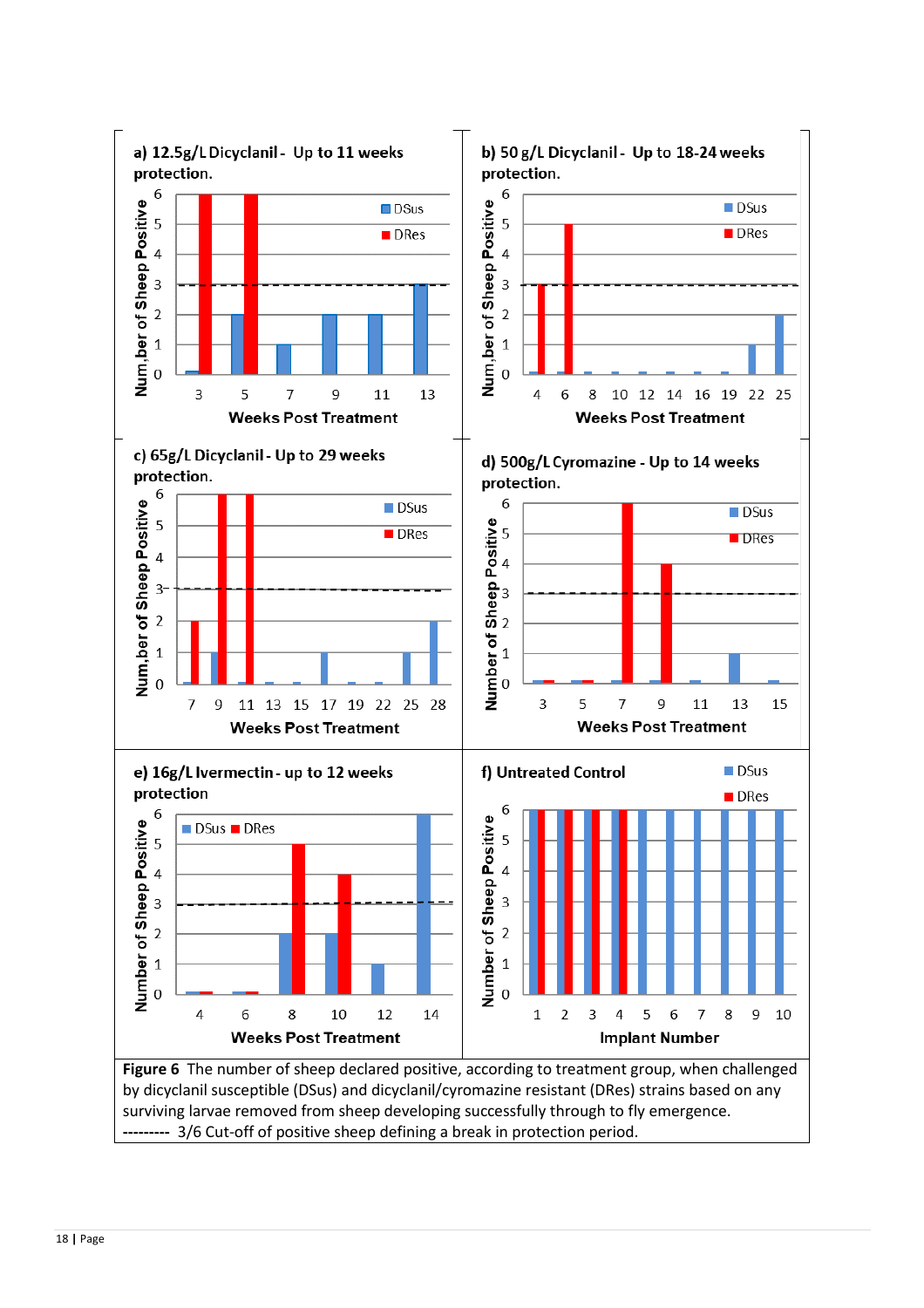**a) 12.5g/L Dicyclanil - Up to 11 weeks protection.**

**b) 50 g/L Dicyclanil - Up to 18-24 weeks protection.**

**c) 65g/L Dicyclanil - Up to 29 weeks protection.**

**d) 500g/L Cyromazine - Up to 14 weeks protection.**

**e) 16g/L Ivermectin - up to 12 weeks protection**

**f) Untreated Control**

**Figure 6** The number of sheep declared positive, according to treatment group, when challenged by dicyclanil susceptible (DSus) and dicyclanil/cyromazine resistant (DRes) strains based on any surviving larvae removed from sheep developing successfully through to fly emergence.
--------- 3/6 Cut-off of positive sheep defining a break in protection period.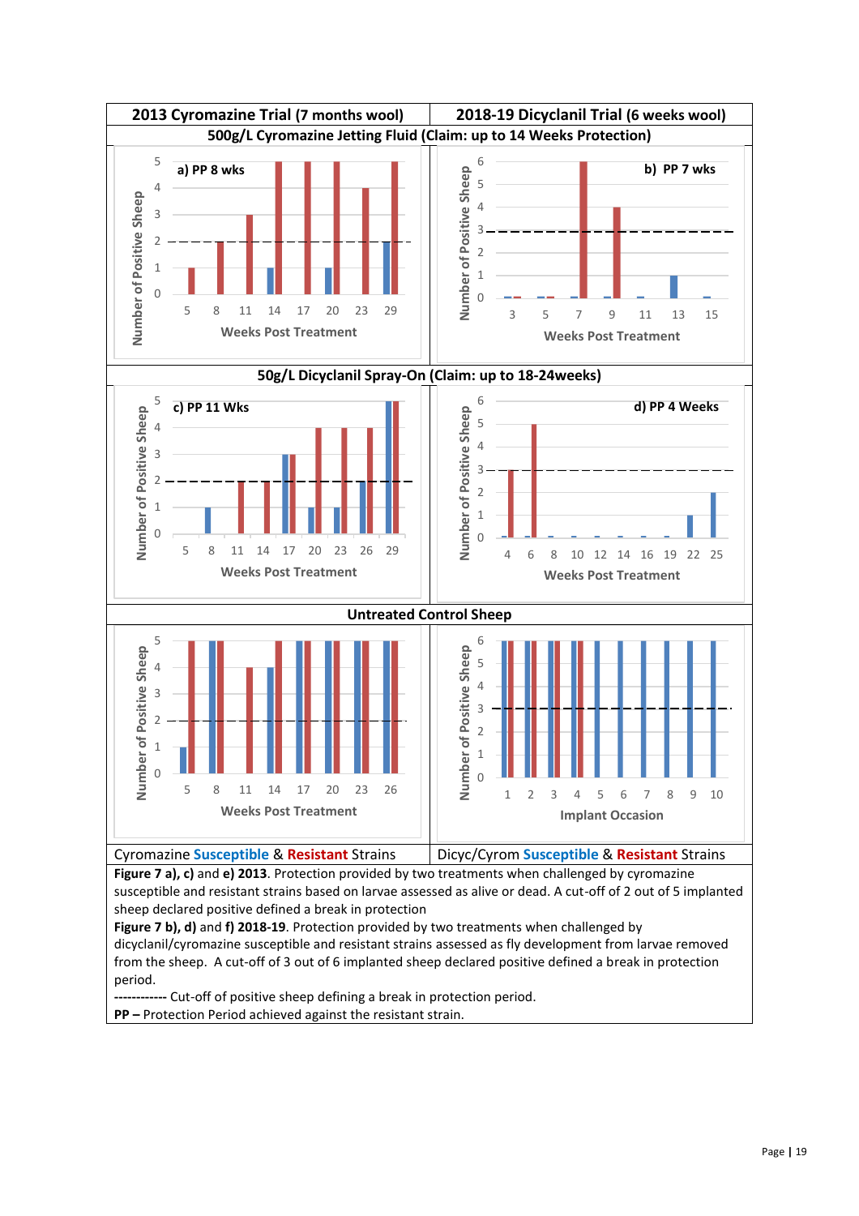| 2013 Cyromazine Trial (7 months wool) | 2018-19 Dicyclanil Trial (6 weeks wool) |
|---|---|
| **500g/L Cyromazine Jetting Fluid (Claim: up to 14 Weeks Protection)** | |
| a) PP 8 wks | b) PP 7 wks |
| **50g/L Dicyclanil Spray-On (Claim: up to 18-24weeks)** | |
| c) PP 11 Wks | d) PP 4 Weeks |
| **Untreated Control Sheep** | |
| Cyromazine Susceptible & Resistant Strains | Dicyc/Cyrom Susceptible & Resistant Strains |

**Figure 7 a), c)** and **e) 2013**. Protection provided by two treatments when challenged by cyromazine susceptible and resistant strains based on larvae assessed as alive or dead. A cut-off of 2 out of 5 implanted sheep declared positive defined a break in protection

**Figure 7 b), d)** and **f) 2018-19**. Protection provided by two treatments when challenged by dicyclanil/cyromazine susceptible and resistant strains assessed as fly development from larvae removed from the sheep. A cut-off of 3 out of 6 implanted sheep declared positive defined a break in protection period.

**------------** Cut-off of positive sheep defining a break in protection period.

**PP –** Protection Period achieved against the resistant strain.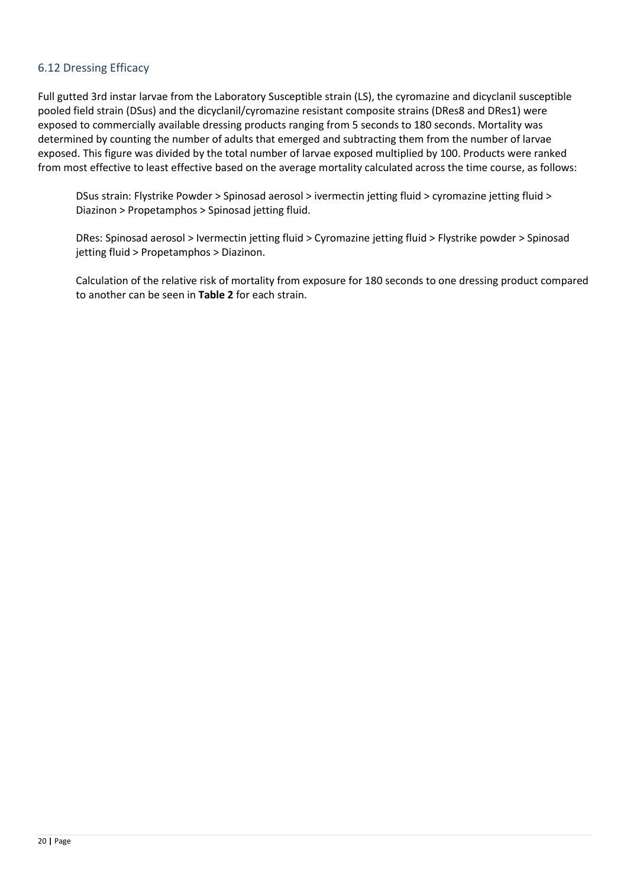## 6.12 Dressing Efficacy

Full gutted 3rd instar larvae from the Laboratory Susceptible strain (LS), the cyromazine and dicyclanil susceptible pooled field strain (DSus) and the dicyclanil/cyromazine resistant composite strains (DRes8 and DRes1) were exposed to commercially available dressing products ranging from 5 seconds to 180 seconds. Mortality was determined by counting the number of adults that emerged and subtracting them from the number of larvae exposed. This figure was divided by the total number of larvae exposed multiplied by 100. Products were ranked from most effective to least effective based on the average mortality calculated across the time course, as follows:

DSus strain: Flystrike Powder > Spinosad aerosol > ivermectin jetting fluid > cyromazine jetting fluid > Diazinon > Propetamphos > Spinosad jetting fluid.

DRes: Spinosad aerosol > Ivermectin jetting fluid > Cyromazine jetting fluid > Flystrike powder > Spinosad jetting fluid > Propetamphos > Diazinon.

Calculation of the relative risk of mortality from exposure for 180 seconds to one dressing product compared to another can be seen in **Table 2** for each strain.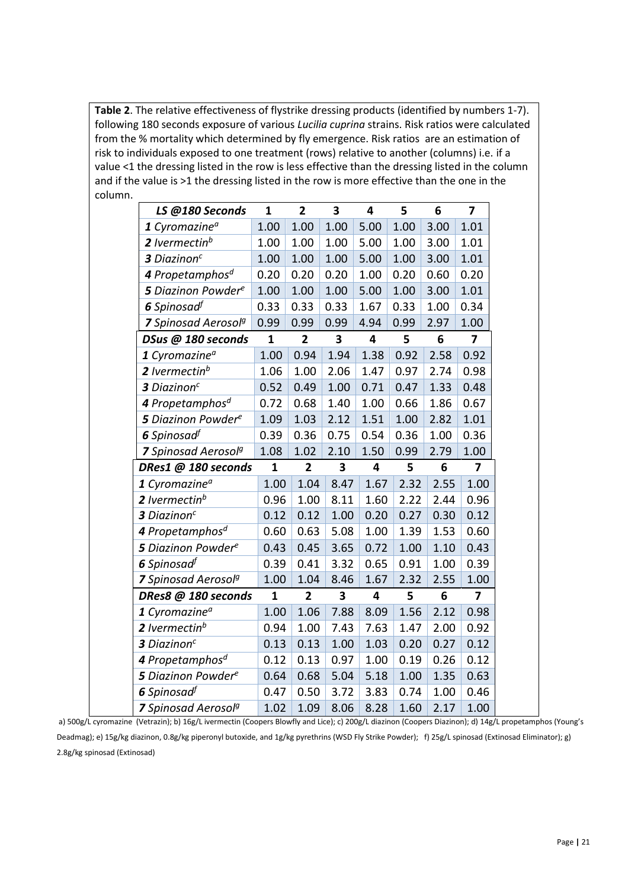**Table 2**. The relative effectiveness of flystrike dressing products (identified by numbers 1-7). following 180 seconds exposure of various *Lucilia cuprina* strains. Risk ratios were calculated from the % mortality which determined by fly emergence. Risk ratios are an estimation of risk to individuals exposed to one treatment (rows) relative to another (columns) i.e. if a value <1 the dressing listed in the row is less effective than the dressing listed in the column and if the value is >1 the dressing listed in the row is more effective than the one in the column.

| ***LS @180 Seconds*** | **1** | **2** | **3** | **4** | **5** | **6** | **7** |
|---|---|---|---|---|---|---|---|
| **1** *Cyromazine*[a] | 1.00 | 1.00 | 1.00 | 5.00 | 1.00 | 3.00 | 1.01 |
| **2** *Ivermectin*[b] | 1.00 | 1.00 | 1.00 | 5.00 | 1.00 | 3.00 | 1.01 |
| **3** *Diazinon*[c] | 1.00 | 1.00 | 1.00 | 5.00 | 1.00 | 3.00 | 1.01 |
| **4** *Propetamphos*[d] | 0.20 | 0.20 | 0.20 | 1.00 | 0.20 | 0.60 | 0.20 |
| **5** *Diazinon Powder*[e] | 1.00 | 1.00 | 1.00 | 5.00 | 1.00 | 3.00 | 1.01 |
| **6** *Spinosad*[f] | 0.33 | 0.33 | 0.33 | 1.67 | 0.33 | 1.00 | 0.34 |
| **7** *Spinosad Aerosol*[g] | 0.99 | 0.99 | 0.99 | 4.94 | 0.99 | 2.97 | 1.00 |
| ***DSus @ 180 seconds*** | **1** | **2** | **3** | **4** | **5** | **6** | **7** |
| **1** *Cyromazine*[a] | 1.00 | 0.94 | 1.94 | 1.38 | 0.92 | 2.58 | 0.92 |
| **2** *Ivermectin*[b] | 1.06 | 1.00 | 2.06 | 1.47 | 0.97 | 2.74 | 0.98 |
| **3** *Diazinon*[c] | 0.52 | 0.49 | 1.00 | 0.71 | 0.47 | 1.33 | 0.48 |
| **4** *Propetamphos*[d] | 0.72 | 0.68 | 1.40 | 1.00 | 0.66 | 1.86 | 0.67 |
| **5** *Diazinon Powder*[e] | 1.09 | 1.03 | 2.12 | 1.51 | 1.00 | 2.82 | 1.01 |
| **6** *Spinosad*[f] | 0.39 | 0.36 | 0.75 | 0.54 | 0.36 | 1.00 | 0.36 |
| **7** *Spinosad Aerosol*[g] | 1.08 | 1.02 | 2.10 | 1.50 | 0.99 | 2.79 | 1.00 |
| ***DRes1 @ 180 seconds*** | **1** | **2** | **3** | **4** | **5** | **6** | **7** |
| **1** *Cyromazine*[a] | 1.00 | 1.04 | 8.47 | 1.67 | 2.32 | 2.55 | 1.00 |
| **2** *Ivermectin*[b] | 0.96 | 1.00 | 8.11 | 1.60 | 2.22 | 2.44 | 0.96 |
| **3** *Diazinon*[c] | 0.12 | 0.12 | 1.00 | 0.20 | 0.27 | 0.30 | 0.12 |
| **4** *Propetamphos*[d] | 0.60 | 0.63 | 5.08 | 1.00 | 1.39 | 1.53 | 0.60 |
| **5** *Diazinon Powder*[e] | 0.43 | 0.45 | 3.65 | 0.72 | 1.00 | 1.10 | 0.43 |
| **6** *Spinosad*[f] | 0.39 | 0.41 | 3.32 | 0.65 | 0.91 | 1.00 | 0.39 |
| **7** *Spinosad Aerosol*[g] | 1.00 | 1.04 | 8.46 | 1.67 | 2.32 | 2.55 | 1.00 |
| ***DRes8 @ 180 seconds*** | **1** | **2** | **3** | **4** | **5** | **6** | **7** |
| **1** *Cyromazine*[a] | 1.00 | 1.06 | 7.88 | 8.09 | 1.56 | 2.12 | 0.98 |
| **2** *Ivermectin*[b] | 0.94 | 1.00 | 7.43 | 7.63 | 1.47 | 2.00 | 0.92 |
| **3** *Diazinon*[c] | 0.13 | 0.13 | 1.00 | 1.03 | 0.20 | 0.27 | 0.12 |
| **4** *Propetamphos*[d] | 0.12 | 0.13 | 0.97 | 1.00 | 0.19 | 0.26 | 0.12 |
| **5** *Diazinon Powder*[e] | 0.64 | 0.68 | 5.04 | 5.18 | 1.00 | 1.35 | 0.63 |
| **6** *Spinosad*[f] | 0.47 | 0.50 | 3.72 | 3.83 | 0.74 | 1.00 | 0.46 |
| **7** *Spinosad Aerosol*[g] | 1.02 | 1.09 | 8.06 | 8.28 | 1.60 | 2.17 | 1.00 |

a) 500g/L cyromazine (Vetrazin); b) 16g/L ivermectin (Coopers Blowfly and Lice); c) 200g/L diazinon (Coopers Diazinon); d) 14g/L propetamphos (Young's Deadmag); e) 15g/kg diazinon, 0.8g/kg piperonyl butoxide, and 1g/kg pyrethrins (WSD Fly Strike Powder); f) 25g/L spinosad (Extinosad Eliminator); g) 2.8g/kg spinosad (Extinosad)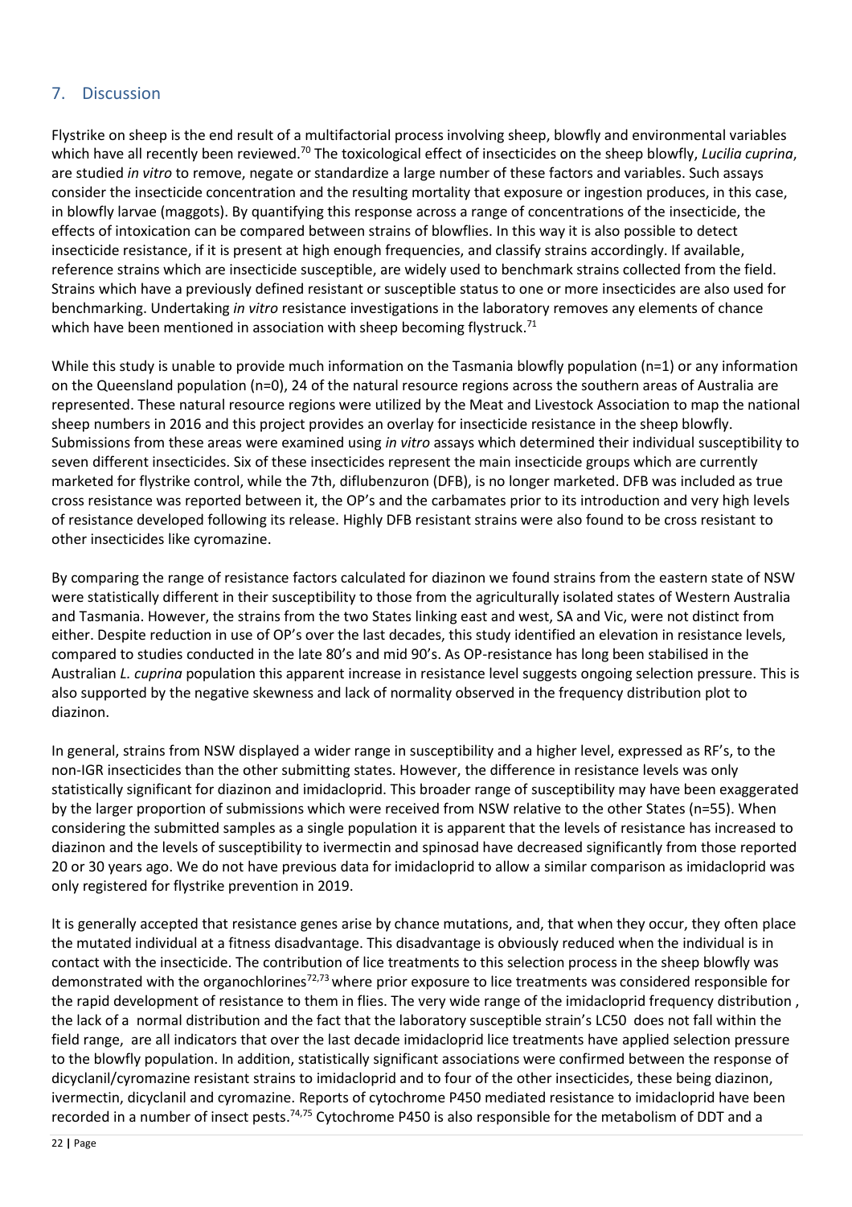## 7. Discussion

Flystrike on sheep is the end result of a multifactorial process involving sheep, blowfly and environmental variables which have all recently been reviewed.[70] The toxicological effect of insecticides on the sheep blowfly, *Lucilia cuprina*, are studied *in vitro* to remove, negate or standardize a large number of these factors and variables. Such assays consider the insecticide concentration and the resulting mortality that exposure or ingestion produces, in this case, in blowfly larvae (maggots). By quantifying this response across a range of concentrations of the insecticide, the effects of intoxication can be compared between strains of blowflies. In this way it is also possible to detect insecticide resistance, if it is present at high enough frequencies, and classify strains accordingly. If available, reference strains which are insecticide susceptible, are widely used to benchmark strains collected from the field. Strains which have a previously defined resistant or susceptible status to one or more insecticides are also used for benchmarking. Undertaking *in vitro* resistance investigations in the laboratory removes any elements of chance which have been mentioned in association with sheep becoming flystruck.[71]

While this study is unable to provide much information on the Tasmania blowfly population (n=1) or any information on the Queensland population (n=0), 24 of the natural resource regions across the southern areas of Australia are represented. These natural resource regions were utilized by the Meat and Livestock Association to map the national sheep numbers in 2016 and this project provides an overlay for insecticide resistance in the sheep blowfly. Submissions from these areas were examined using *in vitro* assays which determined their individual susceptibility to seven different insecticides. Six of these insecticides represent the main insecticide groups which are currently marketed for flystrike control, while the 7th, diflubenzuron (DFB), is no longer marketed. DFB was included as true cross resistance was reported between it, the OP's and the carbamates prior to its introduction and very high levels of resistance developed following its release. Highly DFB resistant strains were also found to be cross resistant to other insecticides like cyromazine.

By comparing the range of resistance factors calculated for diazinon we found strains from the eastern state of NSW were statistically different in their susceptibility to those from the agriculturally isolated states of Western Australia and Tasmania. However, the strains from the two States linking east and west, SA and Vic, were not distinct from either. Despite reduction in use of OP's over the last decades, this study identified an elevation in resistance levels, compared to studies conducted in the late 80's and mid 90's. As OP-resistance has long been stabilised in the Australian *L. cuprina* population this apparent increase in resistance level suggests ongoing selection pressure. This is also supported by the negative skewness and lack of normality observed in the frequency distribution plot to diazinon.

In general, strains from NSW displayed a wider range in susceptibility and a higher level, expressed as RF's, to the non-IGR insecticides than the other submitting states. However, the difference in resistance levels was only statistically significant for diazinon and imidacloprid. This broader range of susceptibility may have been exaggerated by the larger proportion of submissions which were received from NSW relative to the other States (n=55). When considering the submitted samples as a single population it is apparent that the levels of resistance has increased to diazinon and the levels of susceptibility to ivermectin and spinosad have decreased significantly from those reported 20 or 30 years ago. We do not have previous data for imidacloprid to allow a similar comparison as imidacloprid was only registered for flystrike prevention in 2019.

It is generally accepted that resistance genes arise by chance mutations, and, that when they occur, they often place the mutated individual at a fitness disadvantage. This disadvantage is obviously reduced when the individual is in contact with the insecticide. The contribution of lice treatments to this selection process in the sheep blowfly was demonstrated with the organochlorines[72,73] where prior exposure to lice treatments was considered responsible for the rapid development of resistance to them in flies. The very wide range of the imidacloprid frequency distribution , the lack of a normal distribution and the fact that the laboratory susceptible strain's LC50 does not fall within the field range, are all indicators that over the last decade imidacloprid lice treatments have applied selection pressure to the blowfly population. In addition, statistically significant associations were confirmed between the response of dicyclanil/cyromazine resistant strains to imidacloprid and to four of the other insecticides, these being diazinon, ivermectin, dicyclanil and cyromazine. Reports of cytochrome P450 mediated resistance to imidacloprid have been recorded in a number of insect pests.[74,75] Cytochrome P450 is also responsible for the metabolism of DDT and a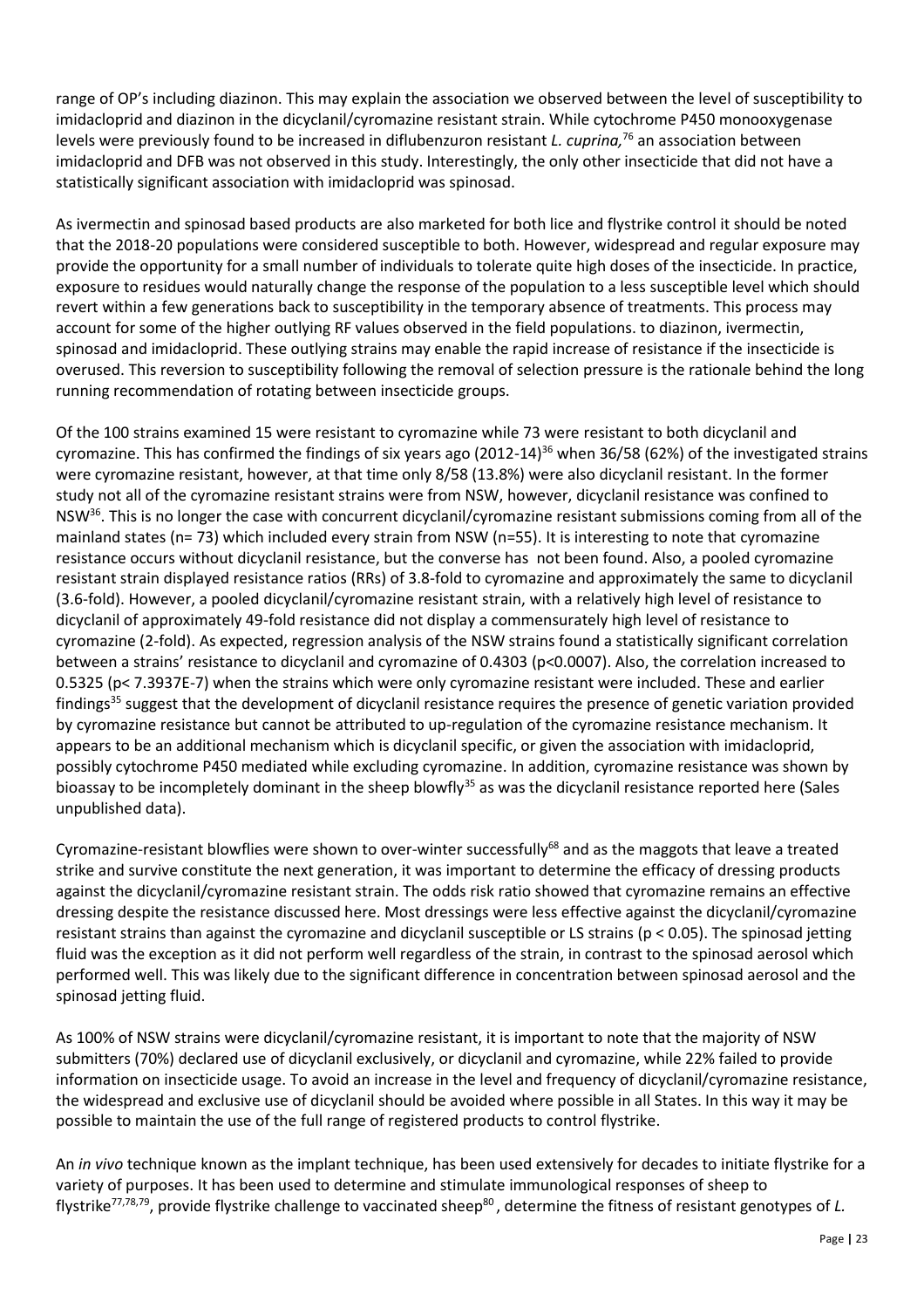range of OP's including diazinon. This may explain the association we observed between the level of susceptibility to imidacloprid and diazinon in the dicyclanil/cyromazine resistant strain. While cytochrome P450 monooxygenase levels were previously found to be increased in diflubenzuron resistant *L. cuprina,*[76] an association between imidacloprid and DFB was not observed in this study. Interestingly, the only other insecticide that did not have a statistically significant association with imidacloprid was spinosad.

As ivermectin and spinosad based products are also marketed for both lice and flystrike control it should be noted that the 2018-20 populations were considered susceptible to both. However, widespread and regular exposure may provide the opportunity for a small number of individuals to tolerate quite high doses of the insecticide. In practice, exposure to residues would naturally change the response of the population to a less susceptible level which should revert within a few generations back to susceptibility in the temporary absence of treatments. This process may account for some of the higher outlying RF values observed in the field populations. to diazinon, ivermectin, spinosad and imidacloprid. These outlying strains may enable the rapid increase of resistance if the insecticide is overused. This reversion to susceptibility following the removal of selection pressure is the rationale behind the long running recommendation of rotating between insecticide groups.

Of the 100 strains examined 15 were resistant to cyromazine while 73 were resistant to both dicyclanil and cyromazine. This has confirmed the findings of six years ago (2012-14)[36] when 36/58 (62%) of the investigated strains were cyromazine resistant, however, at that time only 8/58 (13.8%) were also dicyclanil resistant. In the former study not all of the cyromazine resistant strains were from NSW, however, dicyclanil resistance was confined to NSW[36]. This is no longer the case with concurrent dicyclanil/cyromazine resistant submissions coming from all of the mainland states (n= 73) which included every strain from NSW (n=55). It is interesting to note that cyromazine resistance occurs without dicyclanil resistance, but the converse has not been found. Also, a pooled cyromazine resistant strain displayed resistance ratios (RRs) of 3.8-fold to cyromazine and approximately the same to dicyclanil (3.6-fold). However, a pooled dicyclanil/cyromazine resistant strain, with a relatively high level of resistance to dicyclanil of approximately 49-fold resistance did not display a commensurately high level of resistance to cyromazine (2-fold). As expected, regression analysis of the NSW strains found a statistically significant correlation between a strains' resistance to dicyclanil and cyromazine of 0.4303 ($p<0.0007$). Also, the correlation increased to 0.5325 ($p< 7.3937E-7$) when the strains which were only cyromazine resistant were included. These and earlier findings[35] suggest that the development of dicyclanil resistance requires the presence of genetic variation provided by cyromazine resistance but cannot be attributed to up-regulation of the cyromazine resistance mechanism. It appears to be an additional mechanism which is dicyclanil specific, or given the association with imidacloprid, possibly cytochrome P450 mediated while excluding cyromazine. In addition, cyromazine resistance was shown by bioassay to be incompletely dominant in the sheep blowfly[35] as was the dicyclanil resistance reported here (Sales unpublished data).

Cyromazine-resistant blowflies were shown to over-winter successfully[68] and as the maggots that leave a treated strike and survive constitute the next generation, it was important to determine the efficacy of dressing products against the dicyclanil/cyromazine resistant strain. The odds risk ratio showed that cyromazine remains an effective dressing despite the resistance discussed here. Most dressings were less effective against the dicyclanil/cyromazine resistant strains than against the cyromazine and dicyclanil susceptible or LS strains ($p < 0.05$). The spinosad jetting fluid was the exception as it did not perform well regardless of the strain, in contrast to the spinosad aerosol which performed well. This was likely due to the significant difference in concentration between spinosad aerosol and the spinosad jetting fluid.

As 100% of NSW strains were dicyclanil/cyromazine resistant, it is important to note that the majority of NSW submitters (70%) declared use of dicyclanil exclusively, or dicyclanil and cyromazine, while 22% failed to provide information on insecticide usage. To avoid an increase in the level and frequency of dicyclanil/cyromazine resistance, the widespread and exclusive use of dicyclanil should be avoided where possible in all States. In this way it may be possible to maintain the use of the full range of registered products to control flystrike.

An *in vivo* technique known as the implant technique, has been used extensively for decades to initiate flystrike for a variety of purposes. It has been used to determine and stimulate immunological responses of sheep to flystrike[77,78,79], provide flystrike challenge to vaccinated sheep[80], determine the fitness of resistant genotypes of *L.*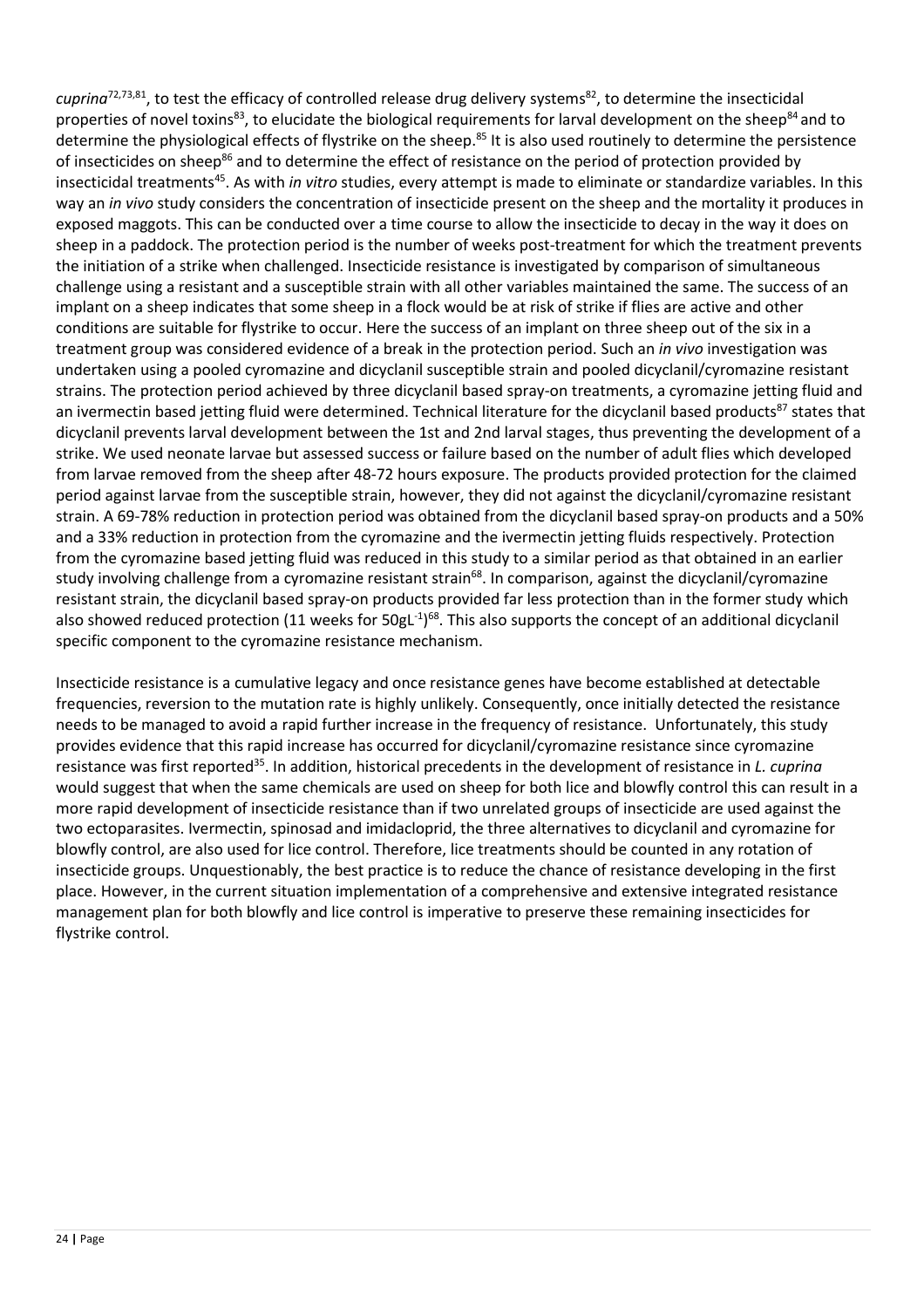*cuprina*[72,73,81], to test the efficacy of controlled release drug delivery systems[82], to determine the insecticidal properties of novel toxins[83], to elucidate the biological requirements for larval development on the sheep[84] and to determine the physiological effects of flystrike on the sheep.[85] It is also used routinely to determine the persistence of insecticides on sheep[86] and to determine the effect of resistance on the period of protection provided by insecticidal treatments[45]. As with *in vitro* studies, every attempt is made to eliminate or standardize variables. In this way an *in vivo* study considers the concentration of insecticide present on the sheep and the mortality it produces in exposed maggots. This can be conducted over a time course to allow the insecticide to decay in the way it does on sheep in a paddock. The protection period is the number of weeks post-treatment for which the treatment prevents the initiation of a strike when challenged. Insecticide resistance is investigated by comparison of simultaneous challenge using a resistant and a susceptible strain with all other variables maintained the same. The success of an implant on a sheep indicates that some sheep in a flock would be at risk of strike if flies are active and other conditions are suitable for flystrike to occur. Here the success of an implant on three sheep out of the six in a treatment group was considered evidence of a break in the protection period. Such an *in vivo* investigation was undertaken using a pooled cyromazine and dicyclanil susceptible strain and pooled dicyclanil/cyromazine resistant strains. The protection period achieved by three dicyclanil based spray-on treatments, a cyromazine jetting fluid and an ivermectin based jetting fluid were determined. Technical literature for the dicyclanil based products[87] states that dicyclanil prevents larval development between the 1st and 2nd larval stages, thus preventing the development of a strike. We used neonate larvae but assessed success or failure based on the number of adult flies which developed from larvae removed from the sheep after 48-72 hours exposure. The products provided protection for the claimed period against larvae from the susceptible strain, however, they did not against the dicyclanil/cyromazine resistant strain. A 69-78% reduction in protection period was obtained from the dicyclanil based spray-on products and a 50% and a 33% reduction in protection from the cyromazine and the ivermectin jetting fluids respectively. Protection from the cyromazine based jetting fluid was reduced in this study to a similar period as that obtained in an earlier study involving challenge from a cyromazine resistant strain[68]. In comparison, against the dicyclanil/cyromazine resistant strain, the dicyclanil based spray-on products provided far less protection than in the former study which also showed reduced protection (11 weeks for 50gL$^{-1}$)[68]. This also supports the concept of an additional dicyclanil specific component to the cyromazine resistance mechanism.

Insecticide resistance is a cumulative legacy and once resistance genes have become established at detectable frequencies, reversion to the mutation rate is highly unlikely. Consequently, once initially detected the resistance needs to be managed to avoid a rapid further increase in the frequency of resistance. Unfortunately, this study provides evidence that this rapid increase has occurred for dicyclanil/cyromazine resistance since cyromazine resistance was first reported[35]. In addition, historical precedents in the development of resistance in *L. cuprina* would suggest that when the same chemicals are used on sheep for both lice and blowfly control this can result in a more rapid development of insecticide resistance than if two unrelated groups of insecticide are used against the two ectoparasites. Ivermectin, spinosad and imidacloprid, the three alternatives to dicyclanil and cyromazine for blowfly control, are also used for lice control. Therefore, lice treatments should be counted in any rotation of insecticide groups. Unquestionably, the best practice is to reduce the chance of resistance developing in the first place. However, in the current situation implementation of a comprehensive and extensive integrated resistance management plan for both blowfly and lice control is imperative to preserve these remaining insecticides for flystrike control.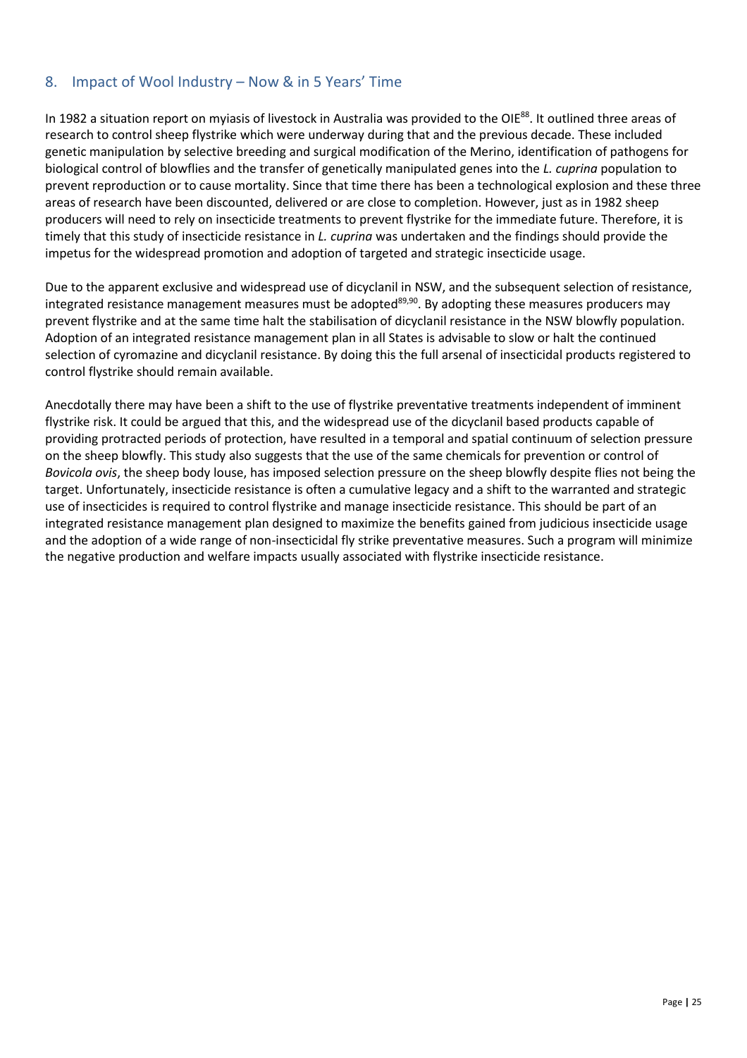## 8. Impact of Wool Industry – Now & in 5 Years' Time

In 1982 a situation report on myiasis of livestock in Australia was provided to the OIE[88]. It outlined three areas of research to control sheep flystrike which were underway during that and the previous decade. These included genetic manipulation by selective breeding and surgical modification of the Merino, identification of pathogens for biological control of blowflies and the transfer of genetically manipulated genes into the *L. cuprina* population to prevent reproduction or to cause mortality. Since that time there has been a technological explosion and these three areas of research have been discounted, delivered or are close to completion. However, just as in 1982 sheep producers will need to rely on insecticide treatments to prevent flystrike for the immediate future. Therefore, it is timely that this study of insecticide resistance in *L. cuprina* was undertaken and the findings should provide the impetus for the widespread promotion and adoption of targeted and strategic insecticide usage.

Due to the apparent exclusive and widespread use of dicyclanil in NSW, and the subsequent selection of resistance, integrated resistance management measures must be adopted[89,90]. By adopting these measures producers may prevent flystrike and at the same time halt the stabilisation of dicyclanil resistance in the NSW blowfly population. Adoption of an integrated resistance management plan in all States is advisable to slow or halt the continued selection of cyromazine and dicyclanil resistance. By doing this the full arsenal of insecticidal products registered to control flystrike should remain available.

Anecdotally there may have been a shift to the use of flystrike preventative treatments independent of imminent flystrike risk. It could be argued that this, and the widespread use of the dicyclanil based products capable of providing protracted periods of protection, have resulted in a temporal and spatial continuum of selection pressure on the sheep blowfly. This study also suggests that the use of the same chemicals for prevention or control of *Bovicola ovis*, the sheep body louse, has imposed selection pressure on the sheep blowfly despite flies not being the target. Unfortunately, insecticide resistance is often a cumulative legacy and a shift to the warranted and strategic use of insecticides is required to control flystrike and manage insecticide resistance. This should be part of an integrated resistance management plan designed to maximize the benefits gained from judicious insecticide usage and the adoption of a wide range of non-insecticidal fly strike preventative measures. Such a program will minimize the negative production and welfare impacts usually associated with flystrike insecticide resistance.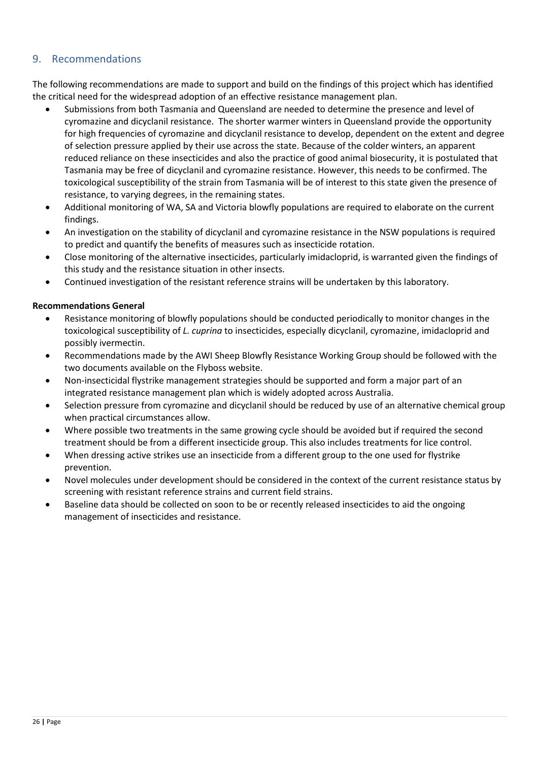## 9. Recommendations

The following recommendations are made to support and build on the findings of this project which has identified the critical need for the widespread adoption of an effective resistance management plan.

- Submissions from both Tasmania and Queensland are needed to determine the presence and level of cyromazine and dicyclanil resistance. The shorter warmer winters in Queensland provide the opportunity for high frequencies of cyromazine and dicyclanil resistance to develop, dependent on the extent and degree of selection pressure applied by their use across the state. Because of the colder winters, an apparent reduced reliance on these insecticides and also the practice of good animal biosecurity, it is postulated that Tasmania may be free of dicyclanil and cyromazine resistance. However, this needs to be confirmed. The toxicological susceptibility of the strain from Tasmania will be of interest to this state given the presence of resistance, to varying degrees, in the remaining states.
- Additional monitoring of WA, SA and Victoria blowfly populations are required to elaborate on the current findings.
- An investigation on the stability of dicyclanil and cyromazine resistance in the NSW populations is required to predict and quantify the benefits of measures such as insecticide rotation.
- Close monitoring of the alternative insecticides, particularly imidacloprid, is warranted given the findings of this study and the resistance situation in other insects.
- Continued investigation of the resistant reference strains will be undertaken by this laboratory.

**Recommendations General**

- Resistance monitoring of blowfly populations should be conducted periodically to monitor changes in the toxicological susceptibility of *L. cuprina* to insecticides, especially dicyclanil, cyromazine, imidacloprid and possibly ivermectin.
- Recommendations made by the AWI Sheep Blowfly Resistance Working Group should be followed with the two documents available on the Flyboss website.
- Non-insecticidal flystrike management strategies should be supported and form a major part of an integrated resistance management plan which is widely adopted across Australia.
- Selection pressure from cyromazine and dicyclanil should be reduced by use of an alternative chemical group when practical circumstances allow.
- Where possible two treatments in the same growing cycle should be avoided but if required the second treatment should be from a different insecticide group. This also includes treatments for lice control.
- When dressing active strikes use an insecticide from a different group to the one used for flystrike prevention.
- Novel molecules under development should be considered in the context of the current resistance status by screening with resistant reference strains and current field strains.
- Baseline data should be collected on soon to be or recently released insecticides to aid the ongoing management of insecticides and resistance.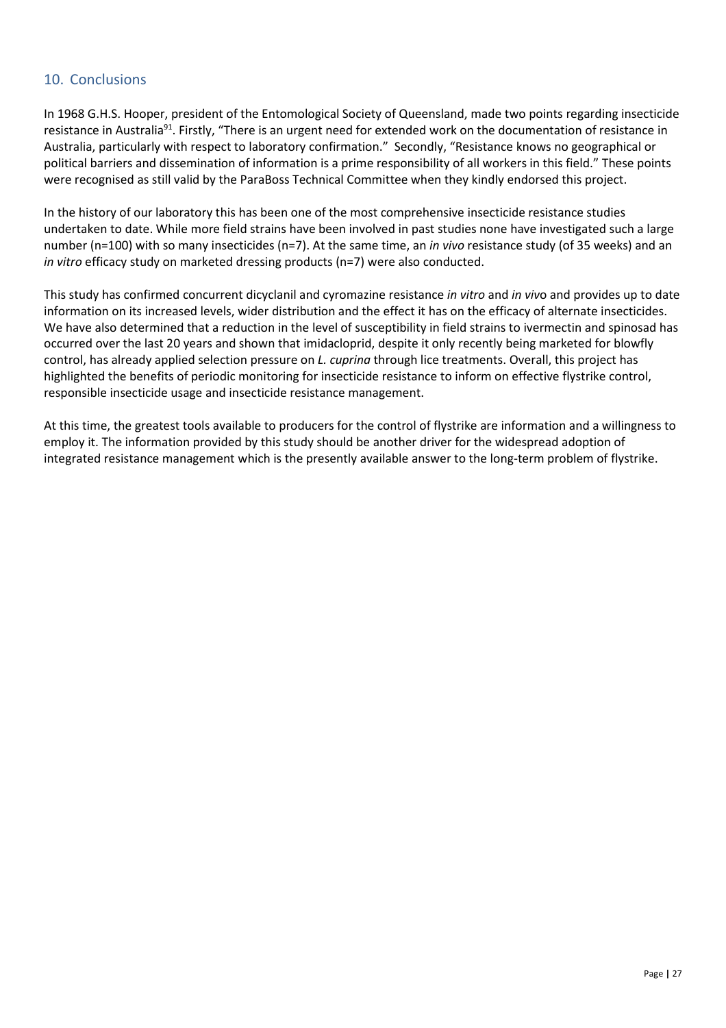## 10. Conclusions

In 1968 G.H.S. Hooper, president of the Entomological Society of Queensland, made two points regarding insecticide resistance in Australia[91]. Firstly, "There is an urgent need for extended work on the documentation of resistance in Australia, particularly with respect to laboratory confirmation." Secondly, "Resistance knows no geographical or political barriers and dissemination of information is a prime responsibility of all workers in this field." These points were recognised as still valid by the ParaBoss Technical Committee when they kindly endorsed this project.

In the history of our laboratory this has been one of the most comprehensive insecticide resistance studies undertaken to date. While more field strains have been involved in past studies none have investigated such a large number (n=100) with so many insecticides (n=7). At the same time, an *in vivo* resistance study (of 35 weeks) and an *in vitro* efficacy study on marketed dressing products (n=7) were also conducted.

This study has confirmed concurrent dicyclanil and cyromazine resistance *in vitro* and *in vivo* and provides up to date information on its increased levels, wider distribution and the effect it has on the efficacy of alternate insecticides. We have also determined that a reduction in the level of susceptibility in field strains to ivermectin and spinosad has occurred over the last 20 years and shown that imidacloprid, despite it only recently being marketed for blowfly control, has already applied selection pressure on *L. cuprina* through lice treatments. Overall, this project has highlighted the benefits of periodic monitoring for insecticide resistance to inform on effective flystrike control, responsible insecticide usage and insecticide resistance management.

At this time, the greatest tools available to producers for the control of flystrike are information and a willingness to employ it. The information provided by this study should be another driver for the widespread adoption of integrated resistance management which is the presently available answer to the long-term problem of flystrike.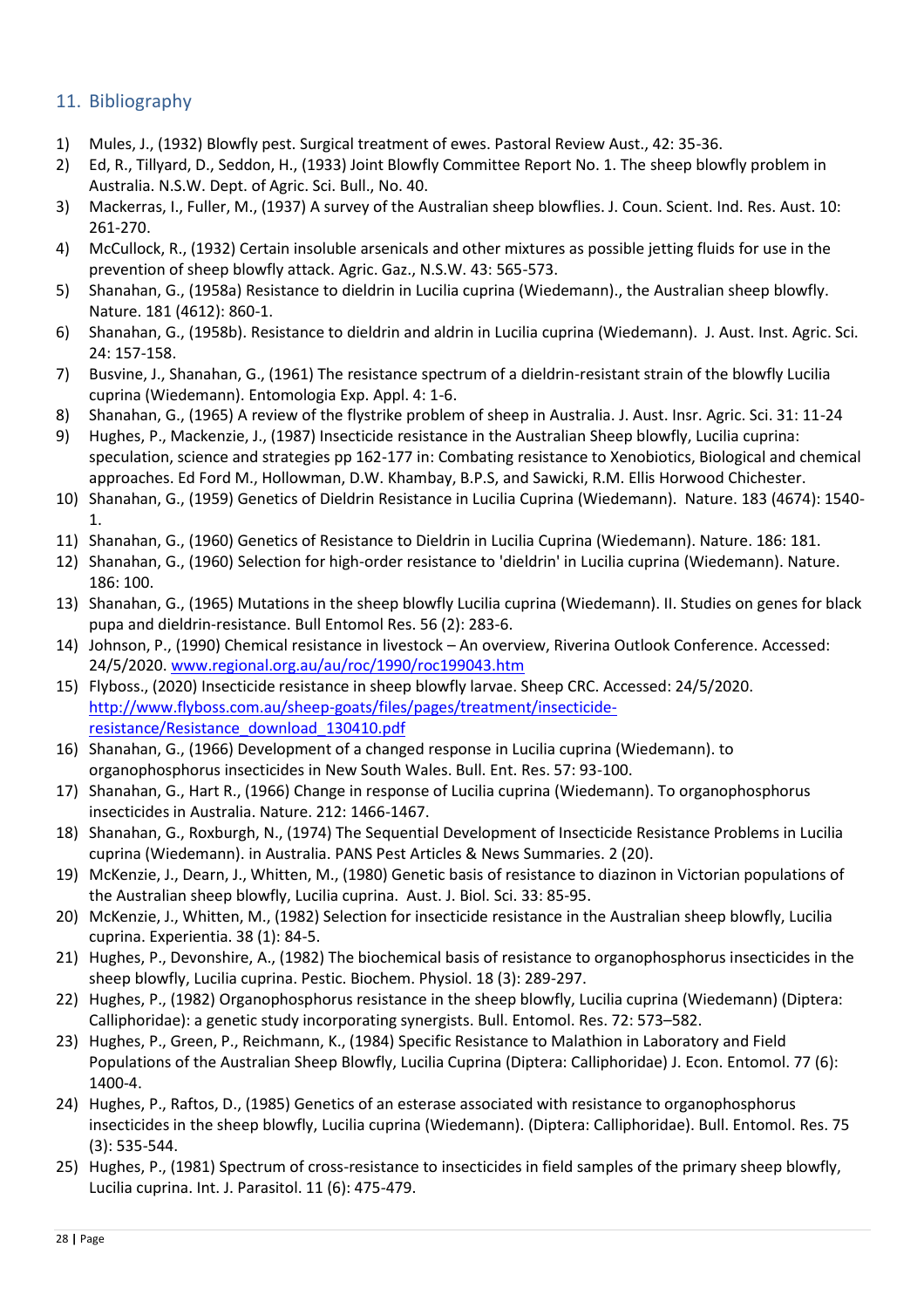## 11. Bibliography

1) Mules, J., (1932) Blowfly pest. Surgical treatment of ewes. Pastoral Review Aust., 42: 35-36.
2) Ed, R., Tillyard, D., Seddon, H., (1933) Joint Blowfly Committee Report No. 1. The sheep blowfly problem in Australia. N.S.W. Dept. of Agric. Sci. Bull., No. 40.
3) Mackerras, I., Fuller, M., (1937) A survey of the Australian sheep blowflies. J. Coun. Scient. Ind. Res. Aust. 10: 261-270.
4) McCullock, R., (1932) Certain insoluble arsenicals and other mixtures as possible jetting fluids for use in the prevention of sheep blowfly attack. Agric. Gaz., N.S.W. 43: 565-573.
5) Shanahan, G., (1958a) Resistance to dieldrin in Lucilia cuprina (Wiedemann)., the Australian sheep blowfly. Nature. 181 (4612): 860-1.
6) Shanahan, G., (1958b). Resistance to dieldrin and aldrin in Lucilia cuprina (Wiedemann). J. Aust. Inst. Agric. Sci. 24: 157-158.
7) Busvine, J., Shanahan, G., (1961) The resistance spectrum of a dieldrin-resistant strain of the blowfly Lucilia cuprina (Wiedemann). Entomologia Exp. Appl. 4: 1-6.
8) Shanahan, G., (1965) A review of the flystrike problem of sheep in Australia. J. Aust. Insr. Agric. Sci. 31: 11-24
9) Hughes, P., Mackenzie, J., (1987) Insecticide resistance in the Australian Sheep blowfly, Lucilia cuprina: speculation, science and strategies pp 162-177 in: Combating resistance to Xenobiotics, Biological and chemical approaches. Ed Ford M., Hollowman, D.W. Khambay, B.P.S, and Sawicki, R.M. Ellis Horwood Chichester.
10) Shanahan, G., (1959) Genetics of Dieldrin Resistance in Lucilia Cuprina (Wiedemann). Nature. 183 (4674): 1540-1.
11) Shanahan, G., (1960) Genetics of Resistance to Dieldrin in Lucilia Cuprina (Wiedemann). Nature. 186: 181.
12) Shanahan, G., (1960) Selection for high-order resistance to 'dieldrin' in Lucilia cuprina (Wiedemann). Nature. 186: 100.
13) Shanahan, G., (1965) Mutations in the sheep blowfly Lucilia cuprina (Wiedemann). II. Studies on genes for black pupa and dieldrin-resistance. Bull Entomol Res. 56 (2): 283-6.
14) Johnson, P., (1990) Chemical resistance in livestock – An overview, Riverina Outlook Conference. Accessed: 24/5/2020. [www.regional.org.au/au/roc/1990/roc199043.htm](www.regional.org.au/au/roc/1990/roc199043.htm)
15) Flyboss., (2020) Insecticide resistance in sheep blowfly larvae. Sheep CRC. Accessed: 24/5/2020. [http://www.flyboss.com.au/sheep-goats/files/pages/treatment/insecticide-resistance/Resistance_download_130410.pdf](http://www.flyboss.com.au/sheep-goats/files/pages/treatment/insecticide-resistance/Resistance_download_130410.pdf)
16) Shanahan, G., (1966) Development of a changed response in Lucilia cuprina (Wiedemann). to organophosphorus insecticides in New South Wales. Bull. Ent. Res. 57: 93-100.
17) Shanahan, G., Hart R., (1966) Change in response of Lucilia cuprina (Wiedemann). To organophosphorus insecticides in Australia. Nature. 212: 1466-1467.
18) Shanahan, G., Roxburgh, N., (1974) The Sequential Development of Insecticide Resistance Problems in Lucilia cuprina (Wiedemann). in Australia. PANS Pest Articles & News Summaries. 2 (20).
19) McKenzie, J., Dearn, J., Whitten, M., (1980) Genetic basis of resistance to diazinon in Victorian populations of the Australian sheep blowfly, Lucilia cuprina. Aust. J. Biol. Sci. 33: 85-95.
20) McKenzie, J., Whitten, M., (1982) Selection for insecticide resistance in the Australian sheep blowfly, Lucilia cuprina. Experientia. 38 (1): 84-5.
21) Hughes, P., Devonshire, A., (1982) The biochemical basis of resistance to organophosphorus insecticides in the sheep blowfly, Lucilia cuprina. Pestic. Biochem. Physiol. 18 (3): 289-297.
22) Hughes, P., (1982) Organophosphorus resistance in the sheep blowfly, Lucilia cuprina (Wiedemann) (Diptera: Calliphoridae): a genetic study incorporating synergists. Bull. Entomol. Res. 72: 573–582.
23) Hughes, P., Green, P., Reichmann, K., (1984) Specific Resistance to Malathion in Laboratory and Field Populations of the Australian Sheep Blowfly, Lucilia Cuprina (Diptera: Calliphoridae) J. Econ. Entomol. 77 (6): 1400-4.
24) Hughes, P., Raftos, D., (1985) Genetics of an esterase associated with resistance to organophosphorus insecticides in the sheep blowfly, Lucilia cuprina (Wiedemann). (Diptera: Calliphoridae). Bull. Entomol. Res. 75 (3): 535-544.
25) Hughes, P., (1981) Spectrum of cross-resistance to insecticides in field samples of the primary sheep blowfly, Lucilia cuprina. Int. J. Parasitol. 11 (6): 475-479.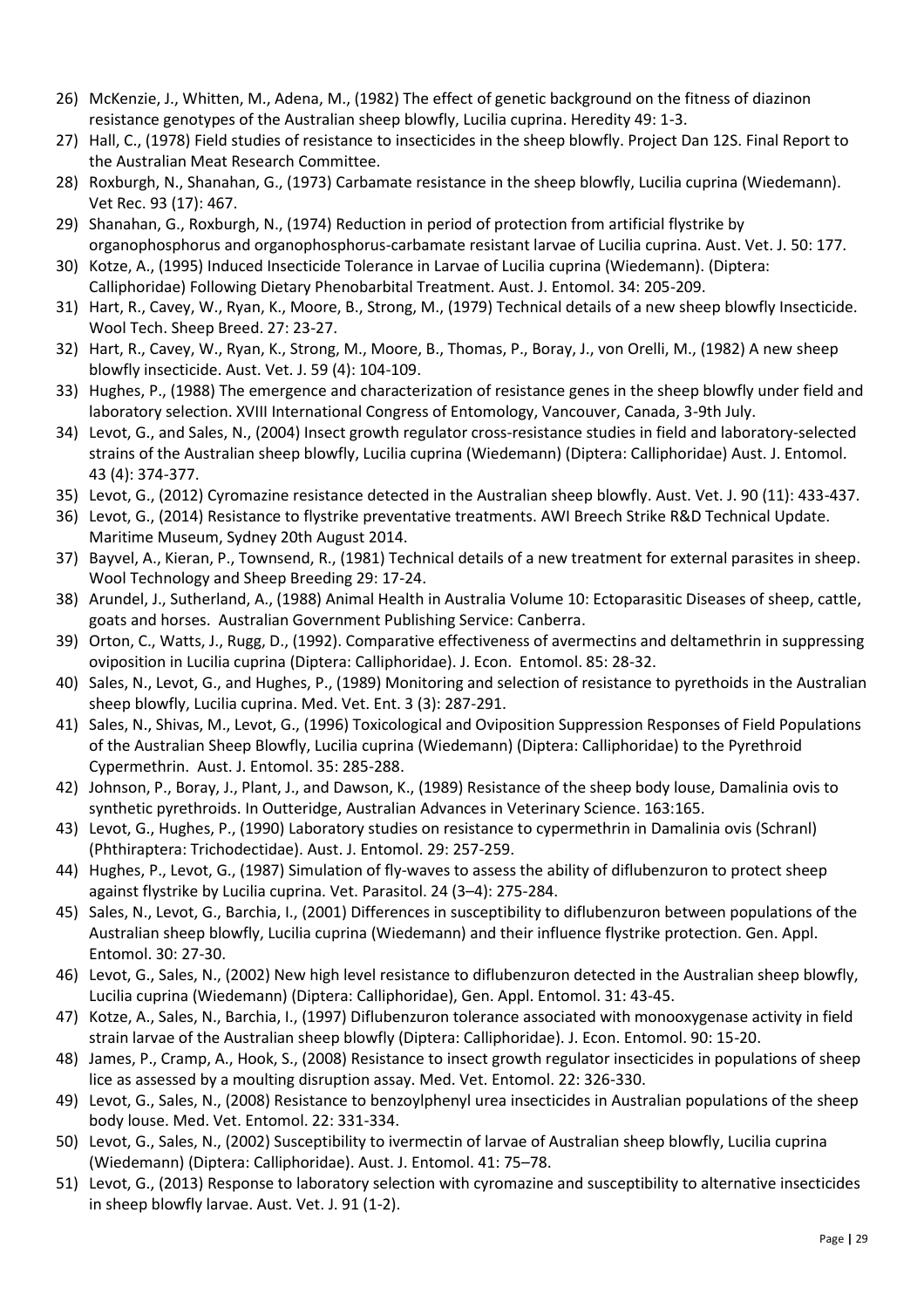26) McKenzie, J., Whitten, M., Adena, M., (1982) The effect of genetic background on the fitness of diazinon resistance genotypes of the Australian sheep blowfly, Lucilia cuprina. Heredity 49: 1-3.
27) Hall, C., (1978) Field studies of resistance to insecticides in the sheep blowfly. Project Dan 12S. Final Report to the Australian Meat Research Committee.
28) Roxburgh, N., Shanahan, G., (1973) Carbamate resistance in the sheep blowfly, Lucilia cuprina (Wiedemann). Vet Rec. 93 (17): 467.
29) Shanahan, G., Roxburgh, N., (1974) Reduction in period of protection from artificial flystrike by organophosphorus and organophosphorus-carbamate resistant larvae of Lucilia cuprina. Aust. Vet. J. 50: 177.
30) Kotze, A., (1995) Induced Insecticide Tolerance in Larvae of Lucilia cuprina (Wiedemann). (Diptera: Calliphoridae) Following Dietary Phenobarbital Treatment. Aust. J. Entomol. 34: 205-209.
31) Hart, R., Cavey, W., Ryan, K., Moore, B., Strong, M., (1979) Technical details of a new sheep blowfly Insecticide. Wool Tech. Sheep Breed. 27: 23-27.
32) Hart, R., Cavey, W., Ryan, K., Strong, M., Moore, B., Thomas, P., Boray, J., von Orelli, M., (1982) A new sheep blowfly insecticide. Aust. Vet. J. 59 (4): 104-109.
33) Hughes, P., (1988) The emergence and characterization of resistance genes in the sheep blowfly under field and laboratory selection. XVIII International Congress of Entomology, Vancouver, Canada, 3-9th July.
34) Levot, G., and Sales, N., (2004) Insect growth regulator cross-resistance studies in field and laboratory-selected strains of the Australian sheep blowfly, Lucilia cuprina (Wiedemann) (Diptera: Calliphoridae) Aust. J. Entomol. 43 (4): 374-377.
35) Levot, G., (2012) Cyromazine resistance detected in the Australian sheep blowfly. Aust. Vet. J. 90 (11): 433-437.
36) Levot, G., (2014) Resistance to flystrike preventative treatments. AWI Breech Strike R&D Technical Update. Maritime Museum, Sydney 20th August 2014.
37) Bayvel, A., Kieran, P., Townsend, R., (1981) Technical details of a new treatment for external parasites in sheep. Wool Technology and Sheep Breeding 29: 17-24.
38) Arundel, J., Sutherland, A., (1988) Animal Health in Australia Volume 10: Ectoparasitic Diseases of sheep, cattle, goats and horses. Australian Government Publishing Service: Canberra.
39) Orton, C., Watts, J., Rugg, D., (1992). Comparative effectiveness of avermectins and deltamethrin in suppressing oviposition in Lucilia cuprina (Diptera: Calliphoridae). J. Econ. Entomol. 85: 28-32.
40) Sales, N., Levot, G., and Hughes, P., (1989) Monitoring and selection of resistance to pyrethoids in the Australian sheep blowfly, Lucilia cuprina. Med. Vet. Ent. 3 (3): 287-291.
41) Sales, N., Shivas, M., Levot, G., (1996) Toxicological and Oviposition Suppression Responses of Field Populations of the Australian Sheep Blowfly, Lucilia cuprina (Wiedemann) (Diptera: Calliphoridae) to the Pyrethroid Cypermethrin. Aust. J. Entomol. 35: 285-288.
42) Johnson, P., Boray, J., Plant, J., and Dawson, K., (1989) Resistance of the sheep body louse, Damalinia ovis to synthetic pyrethroids. In Outteridge, Australian Advances in Veterinary Science. 163:165.
43) Levot, G., Hughes, P., (1990) Laboratory studies on resistance to cypermethrin in Damalinia ovis (Schranl) (Phthiraptera: Trichodectidae). Aust. J. Entomol. 29: 257-259.
44) Hughes, P., Levot, G., (1987) Simulation of fly-waves to assess the ability of diflubenzuron to protect sheep against flystrike by Lucilia cuprina. Vet. Parasitol. 24 (3–4): 275-284.
45) Sales, N., Levot, G., Barchia, I., (2001) Differences in susceptibility to diflubenzuron between populations of the Australian sheep blowfly, Lucilia cuprina (Wiedemann) and their influence flystrike protection. Gen. Appl. Entomol. 30: 27-30.
46) Levot, G., Sales, N., (2002) New high level resistance to diflubenzuron detected in the Australian sheep blowfly, Lucilia cuprina (Wiedemann) (Diptera: Calliphoridae), Gen. Appl. Entomol. 31: 43-45.
47) Kotze, A., Sales, N., Barchia, I., (1997) Diflubenzuron tolerance associated with monooxygenase activity in field strain larvae of the Australian sheep blowfly (Diptera: Calliphoridae). J. Econ. Entomol. 90: 15-20.
48) James, P., Cramp, A., Hook, S., (2008) Resistance to insect growth regulator insecticides in populations of sheep lice as assessed by a moulting disruption assay. Med. Vet. Entomol. 22: 326-330.
49) Levot, G., Sales, N., (2008) Resistance to benzoylphenyl urea insecticides in Australian populations of the sheep body louse. Med. Vet. Entomol. 22: 331-334.
50) Levot, G., Sales, N., (2002) Susceptibility to ivermectin of larvae of Australian sheep blowfly, Lucilia cuprina (Wiedemann) (Diptera: Calliphoridae). Aust. J. Entomol. 41: 75–78.
51) Levot, G., (2013) Response to laboratory selection with cyromazine and susceptibility to alternative insecticides in sheep blowfly larvae. Aust. Vet. J. 91 (1-2).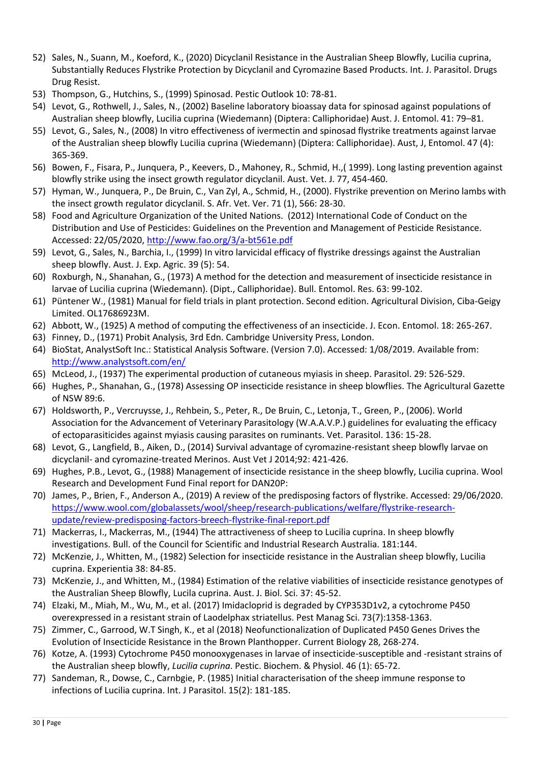52) Sales, N., Suann, M., Koeford, K., (2020) Dicyclanil Resistance in the Australian Sheep Blowfly, Lucilia cuprina, Substantially Reduces Flystrike Protection by Dicyclanil and Cyromazine Based Products. Int. J. Parasitol. Drugs Drug Resist.
53) Thompson, G., Hutchins, S., (1999) Spinosad. Pestic Outlook 10: 78-81.
54) Levot, G., Rothwell, J., Sales, N., (2002) Baseline laboratory bioassay data for spinosad against populations of Australian sheep blowfly, Lucilia cuprina (Wiedemann) (Diptera: Calliphoridae) Aust. J. Entomol. 41: 79–81.
55) Levot, G., Sales, N., (2008) In vitro effectiveness of ivermectin and spinosad flystrike treatments against larvae of the Australian sheep blowfly Lucilia cuprina (Wiedemann) (Diptera: Calliphoridae). Aust, J, Entomol. 47 (4): 365-369.
56) Bowen, F., Fisara, P., Junquera, P., Keevers, D., Mahoney, R., Schmid, H.,( 1999). Long lasting prevention against blowfly strike using the insect growth regulator dicyclanil. Aust. Vet. J. 77, 454-460.
57) Hyman, W., Junquera, P., De Bruin, C., Van Zyl, A., Schmid, H., (2000). Flystrike prevention on Merino lambs with the insect growth regulator dicyclanil. S. Afr. Vet. Ver. 71 (1), 566: 28-30.
58) Food and Agriculture Organization of the United Nations. (2012) International Code of Conduct on the Distribution and Use of Pesticides: Guidelines on the Prevention and Management of Pesticide Resistance. Accessed: 22/05/2020, http://www.fao.org/3/a-bt561e.pdf
59) Levot, G., Sales, N., Barchia, I., (1999) In vitro larvicidal efficacy of flystrike dressings against the Australian sheep blowfly. Aust. J. Exp. Agric. 39 (5): 54.
60) Roxburgh, N., Shanahan, G., (1973) A method for the detection and measurement of insecticide resistance in larvae of Lucilia cuprina (Wiedemann). (Dipt., Calliphoridae). Bull. Entomol. Res. 63: 99-102.
61) Püntener W., (1981) Manual for field trials in plant protection. Second edition. Agricultural Division, Ciba-Geigy Limited. OL17686923M.
62) Abbott, W., (1925) A method of computing the effectiveness of an insecticide. J. Econ. Entomol. 18: 265-267.
63) Finney, D., (1971) Probit Analysis, 3rd Edn. Cambridge University Press, London.
64) BioStat, AnalystSoft Inc.: Statistical Analysis Software. (Version 7.0). Accessed: 1/08/2019. Available from: http://www.analystsoft.com/en/
65) McLeod, J., (1937) The experimental production of cutaneous myiasis in sheep. Parasitol. 29: 526-529.
66) Hughes, P., Shanahan, G., (1978) Assessing OP insecticide resistance in sheep blowflies. The Agricultural Gazette of NSW 89:6.
67) Holdsworth, P., Vercruysse, J., Rehbein, S., Peter, R., De Bruin, C., Letonja, T., Green, P., (2006). World Association for the Advancement of Veterinary Parasitology (W.A.A.V.P.) guidelines for evaluating the efficacy of ectoparasiticides against myiasis causing parasites on ruminants. Vet. Parasitol. 136: 15-28.
68) Levot, G., Langfield, B., Aiken, D., (2014) Survival advantage of cyromazine-resistant sheep blowfly larvae on dicyclanil- and cyromazine-treated Merinos. Aust Vet J 2014;92: 421-426.
69) Hughes, P.B., Levot, G., (1988) Management of insecticide resistance in the sheep blowfly, Lucilia cuprina. Wool Research and Development Fund Final report for DAN20P:
70) James, P., Brien, F., Anderson A., (2019) A review of the predisposing factors of flystrike. Accessed: 29/06/2020. https://www.wool.com/globalassets/wool/sheep/research-publications/welfare/flystrike-research-update/review-predisposing-factors-breech-flystrike-final-report.pdf
71) Mackerras, I., Mackerras, M., (1944) The attractiveness of sheep to Lucilia cuprina. In sheep blowfly investigations. Bull. of the Council for Scientific and Industrial Research Australia. 181:144.
72) McKenzie, J., Whitten, M., (1982) Selection for insecticide resistance in the Australian sheep blowfly, Lucilia cuprina. Experientia 38: 84-85.
73) McKenzie, J., and Whitten, M., (1984) Estimation of the relative viabilities of insecticide resistance genotypes of the Australian Sheep Blowfly, Lucila cuprina. Aust. J. Biol. Sci. 37: 45-52.
74) Elzaki, M., Miah, M., Wu, M., et al. (2017) Imidacloprid is degraded by CYP353D1v2, a cytochrome P450 overexpressed in a resistant strain of Laodelphax striatellus. Pest Manag Sci. 73(7):1358-1363.
75) Zimmer, C., Garrood, W.T Singh, K., et al (2018) Neofunctionalization of Duplicated P450 Genes Drives the Evolution of Insecticide Resistance in the Brown Planthopper. Current Biology 28, 268-274.
76) Kotze, A. (1993) Cytochrome P450 monooxygenases in larvae of insecticide-susceptible and -resistant strains of the Australian sheep blowfly, *Lucilia cuprina*. Pestic. Biochem. & Physiol. 46 (1): 65-72.
77) Sandeman, R., Dowse, C., Carnbgie, P. (1985) Initial characterisation of the sheep immune response to infections of Lucilia cuprina. Int. J Parasitol. 15(2): 181-185.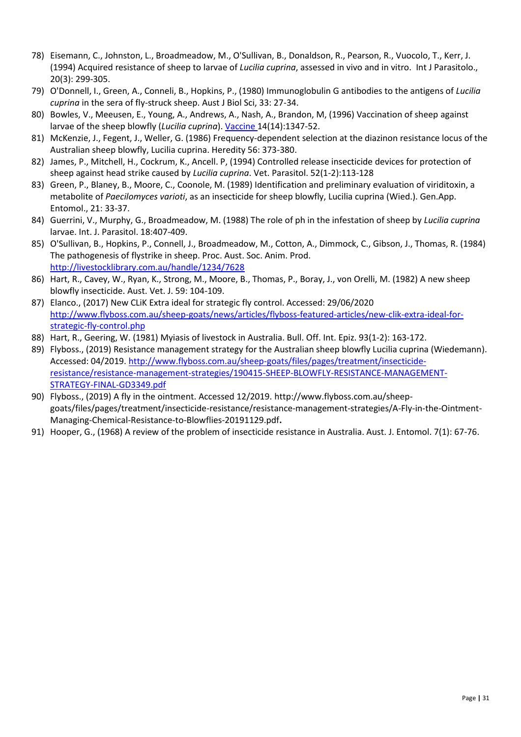78) Eisemann, C., Johnston, L., Broadmeadow, M., O'Sullivan, B., Donaldson, R., Pearson, R., Vuocolo, T., Kerr, J. (1994) Acquired resistance of sheep to larvae of *Lucilia cuprina*, assessed in vivo and in vitro. Int J Parasitolo., 20(3): 299-305.
79) O'Donnell, I., Green, A., Conneli, B., Hopkins, P., (1980) Immunoglobulin G antibodies to the antigens of *Lucilia cuprina* in the sera of fly-struck sheep. Aust J Biol Sci, 33: 27-34.
80) Bowles, V., Meeusen, E., Young, A., Andrews, A., Nash, A., Brandon, M, (1996) Vaccination of sheep against larvae of the sheep blowfly (*Lucilia cuprina*). Vaccine 14(14):1347-52.
81) McKenzie, J., Fegent, J., Weller, G. (1986) Frequency-dependent selection at the diazinon resistance locus of the Australian sheep blowfly, Lucilia cuprina. Heredity 56: 373-380.
82) James, P., Mitchell, H., Cockrum, K., Ancell. P, (1994) Controlled release insecticide devices for protection of sheep against head strike caused by *Lucilia cuprina*. Vet. Parasitol. 52(1-2):113-128
83) Green, P., Blaney, B., Moore, C., Coonole, M. (1989) Identification and preliminary evaluation of viriditoxin, a metabolite of *Paecilomyces varioti*, as an insecticide for sheep blowfly, Lucilia cuprina (Wied.). Gen.App. Entomol., 21: 33-37.
84) Guerrini, V., Murphy, G., Broadmeadow, M. (1988) The role of ph in the infestation of sheep by *Lucilia cuprina* larvae. Int. J. Parasitol. 18:407-409.
85) O'Sullivan, B., Hopkins, P., Connell, J., Broadmeadow, M., Cotton, A., Dimmock, C., Gibson, J., Thomas, R. (1984) The pathogenesis of flystrike in sheep. Proc. Aust. Soc. Anim. Prod. http://livestocklibrary.com.au/handle/1234/7628
86) Hart, R., Cavey, W., Ryan, K., Strong, M., Moore, B., Thomas, P., Boray, J., von Orelli, M. (1982) A new sheep blowfly insecticide. Aust. Vet. J. 59: 104-109.
87) Elanco., (2017) New CLiK Extra ideal for strategic fly control. Accessed: 29/06/2020 http://www.flyboss.com.au/sheep-goats/news/articles/flyboss-featured-articles/new-clik-extra-ideal-for-strategic-fly-control.php
88) Hart, R., Geering, W. (1981) Myiasis of livestock in Australia. Bull. Off. Int. Epiz. 93(1-2): 163-172.
89) Flyboss., (2019) Resistance management strategy for the Australian sheep blowfly Lucilia cuprina (Wiedemann). Accessed: 04/2019. http://www.flyboss.com.au/sheep-goats/files/pages/treatment/insecticide-resistance/resistance-management-strategies/190415-SHEEP-BLOWFLY-RESISTANCE-MANAGEMENT-STRATEGY-FINAL-GD3349.pdf
90) Flyboss., (2019) A fly in the ointment. Accessed 12/2019. http://www.flyboss.com.au/sheep-goats/files/pages/treatment/insecticide-resistance/resistance-management-strategies/A-Fly-in-the-Ointment-Managing-Chemical-Resistance-to-Blowflies-20191129.pdf.
91) Hooper, G., (1968) A review of the problem of insecticide resistance in Australia. Aust. J. Entomol. 7(1): 67-76.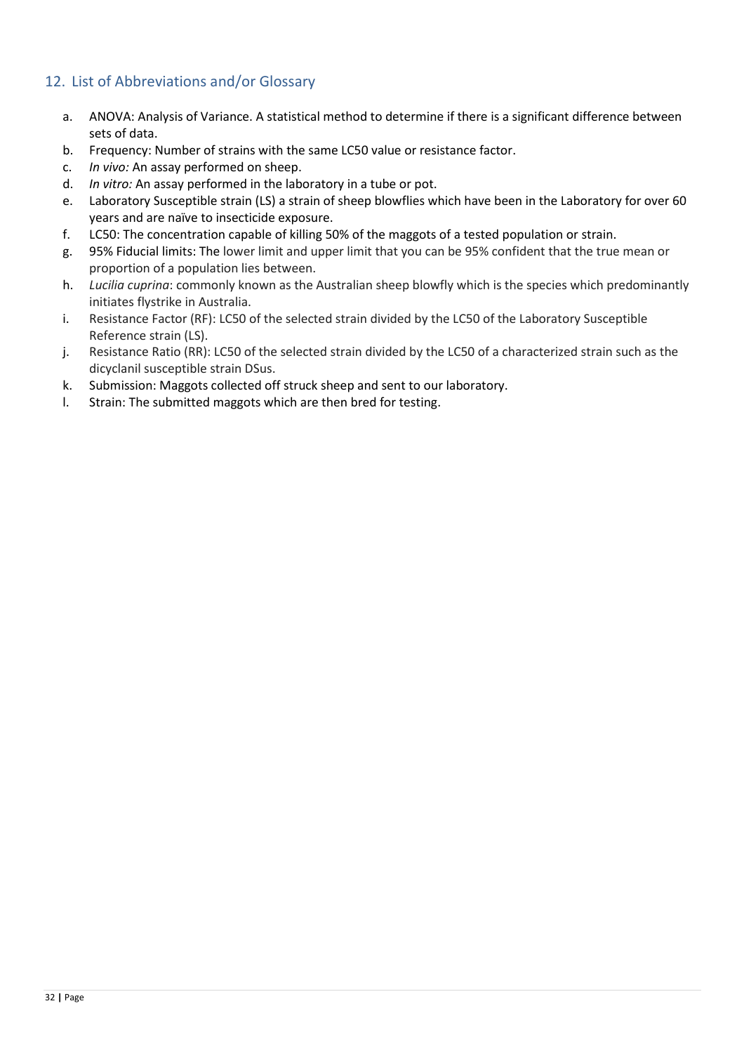## 12. List of Abbreviations and/or Glossary

a. ANOVA: Analysis of Variance. A statistical method to determine if there is a significant difference between sets of data.
b. Frequency: Number of strains with the same LC50 value or resistance factor.
c. *In vivo:* An assay performed on sheep.
d. *In vitro:* An assay performed in the laboratory in a tube or pot.
e. Laboratory Susceptible strain (LS) a strain of sheep blowflies which have been in the Laboratory for over 60 years and are naïve to insecticide exposure.
f. LC50: The concentration capable of killing 50% of the maggots of a tested population or strain.
g. 95% Fiducial limits: The lower limit and upper limit that you can be 95% confident that the true mean or proportion of a population lies between.
h. *Lucilia cuprina*: commonly known as the Australian sheep blowfly which is the species which predominantly initiates flystrike in Australia.
i. Resistance Factor (RF): LC50 of the selected strain divided by the LC50 of the Laboratory Susceptible Reference strain (LS).
j. Resistance Ratio (RR): LC50 of the selected strain divided by the LC50 of a characterized strain such as the dicyclanil susceptible strain DSus.
k. Submission: Maggots collected off struck sheep and sent to our laboratory.
l. Strain: The submitted maggots which are then bred for testing.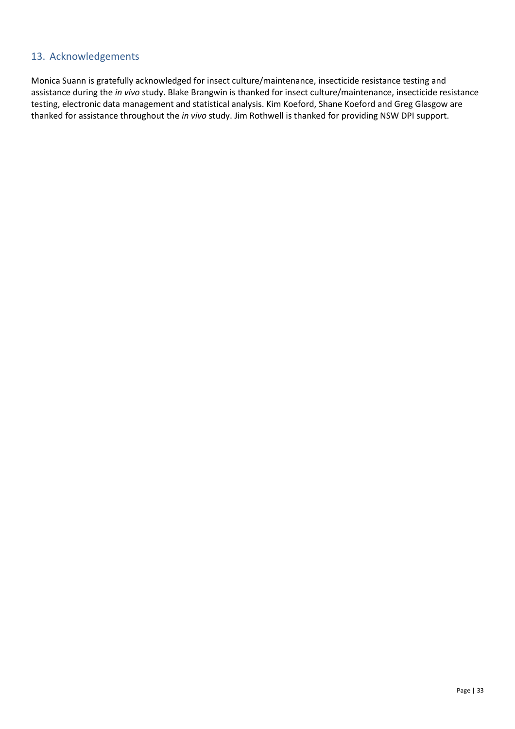## 13. Acknowledgements

Monica Suann is gratefully acknowledged for insect culture/maintenance, insecticide resistance testing and assistance during the *in vivo* study. Blake Brangwin is thanked for insect culture/maintenance, insecticide resistance testing, electronic data management and statistical analysis. Kim Koeford, Shane Koeford and Greg Glasgow are thanked for assistance throughout the *in vivo* study. Jim Rothwell is thanked for providing NSW DPI support.